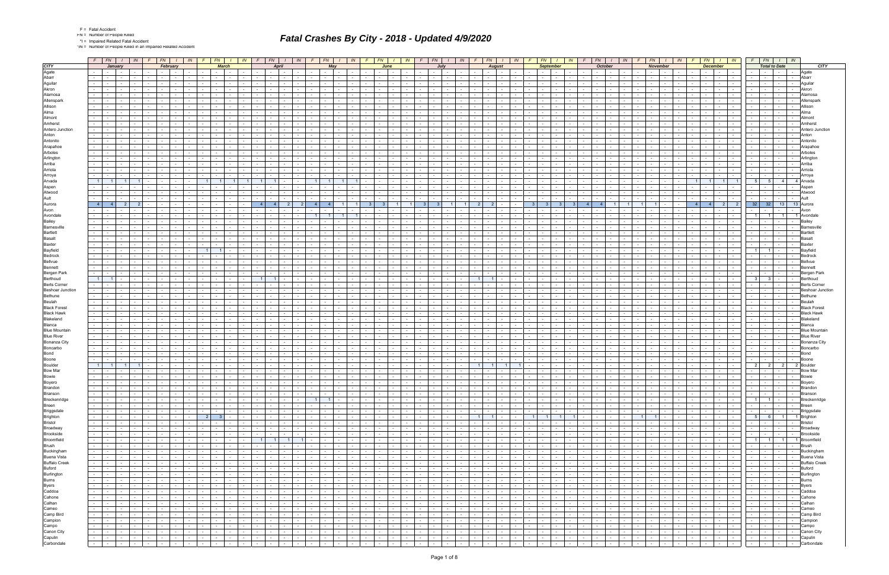F = Fatal Accident
FN = Number of People Killed
*I = Impaired Related Fatal Accident
*IN = Number of People Killed in an Impaired Related Accident

# Fatal Crashes By City - 2018 - Updated 4/9/2020

| CITY | January | | | | February | | | | March | | | | April | | | | May | | | | June | | | | July | | | | August | | | | September | | | | October | | | | November | | | | December | | | | Total to Date | | | | CITY |
|---|---|---|---|---|---|---|---|---|---|---|---|---|---|---|---|---|---|---|---|---|---|---|---|---|---|---|---|---|---|---|---|---|---|---|---|---|---|---|---|---|---|---|---|---|---|---|---|---|---|---|---|---|---|
| | F | FN | I | IN | F | FN | I | IN | F | FN | I | IN | F | FN | I | IN | F | FN | I | IN | F | FN | I | IN | F | FN | I | IN | F | FN | I | IN | F | FN | I | IN | F | FN | I | IN | F | FN | I | IN | F | FN | I | IN | F | FN | I | IN | |
| Agate | - | - | - | - | - | - | - | - | - | - | - | - | - | - | - | - | - | - | - | - | - | - | - | - | - | - | - | - | - | - | - | - | - | - | - | - | - | - | - | - | - | - | - | - | - | - | - | - | - | - | - | - | Agate |
| Abarr | - | - | - | - | - | - | - | - | - | - | - | - | - | - | - | - | - | - | - | - | - | - | - | - | - | - | - | - | - | - | - | - | - | - | - | - | - | - | - | - | - | - | - | - | - | - | - | - | - | - | - | - | Abarr |
| Aguilar | - | - | - | - | - | - | - | - | - | - | - | - | - | - | - | - | - | - | - | - | - | - | - | - | - | - | - | - | - | - | - | - | - | - | - | - | - | - | - | - | - | - | - | - | - | - | - | - | - | - | - | - | Aguilar |
| Akron | - | - | - | - | - | - | - | - | - | - | - | - | - | - | - | - | - | - | - | - | - | - | - | - | - | - | - | - | - | - | - | - | - | - | - | - | - | - | - | - | - | - | - | - | - | - | - | - | - | - | - | - | Akron |
| Alamosa | - | - | - | - | - | - | - | - | - | - | - | - | - | - | - | - | - | - | - | - | - | - | - | - | - | - | - | - | - | - | - | - | - | - | - | - | - | - | - | - | - | - | - | - | - | - | - | - | - | - | - | - | Alamosa |
| Allenspark | - | - | - | - | - | - | - | - | - | - | - | - | - | - | - | - | - | - | - | - | - | - | - | - | - | - | - | - | - | - | - | - | - | - | - | - | - | - | - | - | - | - | - | - | - | - | - | - | - | - | - | - | Allenspark |
| Allison | - | - | - | - | - | - | - | - | - | - | - | - | - | - | - | - | - | - | - | - | - | - | - | - | - | - | - | - | - | - | - | - | - | - | - | - | - | - | - | - | - | - | - | - | - | - | - | - | - | - | - | - | Allison |
| Alma | - | - | - | - | - | - | - | - | - | - | - | - | - | - | - | - | - | - | - | - | - | - | - | - | - | - | - | - | - | - | - | - | - | - | - | - | - | - | - | - | - | - | - | - | - | - | - | - | - | - | - | - | Alma |
| Almont | - | - | - | - | - | - | - | - | - | - | - | - | - | - | - | - | - | - | - | - | - | - | - | - | - | - | - | - | - | - | - | - | - | - | - | - | - | - | - | - | - | - | - | - | - | - | - | - | - | - | - | - | Almont |
| Amherst | - | - | - | - | - | - | - | - | - | - | - | - | - | - | - | - | - | - | - | - | - | - | - | - | - | - | - | - | - | - | - | - | - | - | - | - | - | - | - | - | - | - | - | - | - | - | - | - | - | - | - | - | Amherst |
| Antero Junction | - | - | - | - | - | - | - | - | - | - | - | - | - | - | - | - | - | - | - | - | - | - | - | - | - | - | - | - | - | - | - | - | - | - | - | - | - | - | - | - | - | - | - | - | - | - | - | - | - | - | - | - | Antero Junction |
| Anton | - | - | - | - | - | - | - | - | - | - | - | - | - | - | - | - | - | - | - | - | - | - | - | - | - | - | - | - | - | - | - | - | - | - | - | - | - | - | - | - | - | - | - | - | - | - | - | - | - | - | - | - | Anton |
| Antonito | - | - | - | - | - | - | - | - | - | - | - | - | - | - | - | - | - | - | - | - | - | - | - | - | - | - | - | - | - | - | - | - | - | - | - | - | - | - | - | - | - | - | - | - | - | - | - | - | - | - | - | - | Antonito |
| Arapahoe | - | - | - | - | - | - | - | - | - | - | - | - | - | - | - | - | - | - | - | - | - | - | - | - | - | - | - | - | - | - | - | - | - | - | - | - | - | - | - | - | - | - | - | - | - | - | - | - | - | - | - | - | Arapahoe |
| Arboles | - | - | - | - | - | - | - | - | - | - | - | - | - | - | - | - | - | - | - | - | - | - | - | - | - | - | - | - | - | - | - | - | - | - | - | - | - | - | - | - | - | - | - | - | - | - | - | - | - | - | - | - | Arboles |
| Arlington | - | - | - | - | - | - | - | - | - | - | - | - | - | - | - | - | - | - | - | - | - | - | - | - | - | - | - | - | - | - | - | - | - | - | - | - | - | - | - | - | - | - | - | - | - | - | - | - | - | - | - | - | Arlington |
| Arriba | - | - | - | - | - | - | - | - | - | - | - | - | - | - | - | - | - | - | - | - | - | - | - | - | - | - | - | - | - | - | - | - | - | - | - | - | - | - | - | - | - | - | - | - | - | - | - | - | - | - | - | - | Arriba |
| Arriola | - | - | - | - | - | - | - | - | - | - | - | - | - | - | - | - | - | - | - | - | - | - | - | - | - | - | - | - | - | - | - | - | - | - | - | - | - | - | - | - | - | - | - | - | - | - | - | - | - | - | - | - | Arriola |
| Arroya | - | - | - | - | - | - | - | - | - | - | - | - | - | - | - | - | - | - | - | - | - | - | - | - | - | - | - | - | - | - | - | - | - | - | - | - | - | - | - | - | - | - | - | - | - | - | - | - | - | - | - | - | Arroya |
| Arvada | 1 | 1 | 1 | 1 | - | - | - | - | 1 | 1 | 1 | 1 | 1 | 1 | - | - | 1 | 1 | 1 | 1 | - | - | - | - | - | - | - | - | - | - | - | - | - | - | - | - | - | - | - | - | - | - | - | - | 1 | 1 | 1 | 1 | 5 | 5 | 4 | 4 | Arvada |
| Aspen | - | - | - | - | - | - | - | - | - | - | - | - | - | - | - | - | - | - | - | - | - | - | - | - | - | - | - | - | - | - | - | - | - | - | - | - | - | - | - | - | - | - | - | - | - | - | - | - | - | - | - | - | Aspen |
| Atwood | - | - | - | - | - | - | - | - | - | - | - | - | - | - | - | - | - | - | - | - | - | - | - | - | - | - | - | - | - | - | - | - | - | - | - | - | - | - | - | - | - | - | - | - | - | - | - | - | - | - | - | - | Atwood |
| Ault | - | - | - | - | - | - | - | - | - | - | - | - | - | - | - | - | - | - | - | - | - | - | - | - | - | - | - | - | - | - | - | - | - | - | - | - | - | - | - | - | - | - | - | - | - | - | - | - | - | - | - | - | Ault |
| Aurora | 4 | 4 | 2 | 2 | - | - | - | - | - | - | - | - | 4 | 4 | 2 | 2 | 4 | 4 | 1 | 1 | 3 | 3 | 1 | 1 | 3 | 3 | 1 | 1 | 2 | 2 | - | - | 3 | 3 | 3 | 3 | 4 | 4 | 1 | 1 | 1 | 1 | - | - | 4 | 4 | 2 | 2 | 32 | 32 | 13 | 13 | Aurora |
| Avon | - | - | - | - | - | - | - | - | - | - | - | - | - | - | - | - | - | - | - | - | - | - | - | - | - | - | - | - | - | - | - | - | - | - | - | - | - | - | - | - | - | - | - | - | - | - | - | - | - | - | - | - | Avon |
| Avondale | - | - | - | - | - | - | - | - | - | - | - | - | - | - | - | - | 1 | 1 | 1 | 1 | - | - | - | - | - | - | - | - | - | - | - | - | - | - | - | - | - | - | - | - | - | - | - | - | - | - | - | - | 1 | 1 | 1 | 1 | Avondale |
| Bailey | - | - | - | - | - | - | - | - | - | - | - | - | - | - | - | - | - | - | - | - | - | - | - | - | - | - | - | - | - | - | - | - | - | - | - | - | - | - | - | - | - | - | - | - | - | - | - | - | - | - | - | - | Bailey |
| Barnesville | - | - | - | - | - | - | - | - | - | - | - | - | - | - | - | - | - | - | - | - | - | - | - | - | - | - | - | - | - | - | - | - | - | - | - | - | - | - | - | - | - | - | - | - | - | - | - | - | - | - | - | - | Barnesville |
| Bartlett | - | - | - | - | - | - | - | - | - | - | - | - | - | - | - | - | - | - | - | - | - | - | - | - | - | - | - | - | - | - | - | - | - | - | - | - | - | - | - | - | - | - | - | - | - | - | - | - | - | - | - | - | Bartlett |
| Basalt | - | - | - | - | - | - | - | - | - | - | - | - | - | - | - | - | - | - | - | - | - | - | - | - | - | - | - | - | - | - | - | - | - | - | - | - | - | - | - | - | - | - | - | - | - | - | - | - | - | - | - | - | Basalt |
| Baxter | - | - | - | - | - | - | - | - | - | - | - | - | - | - | - | - | - | - | - | - | - | - | - | - | - | - | - | - | - | - | - | - | - | - | - | - | - | - | - | - | - | - | - | - | - | - | - | - | - | - | - | - | Baxter |
| Bayfield | - | - | - | - | - | - | - | - | 1 | 1 | - | - | - | - | - | - | - | - | - | - | - | - | - | - | - | - | - | - | - | - | - | - | - | - | - | - | - | - | - | - | - | - | - | - | - | - | - | - | 1 | 1 | - | - | Bayfield |
| Bedrock | - | - | - | - | - | - | - | - | - | - | - | - | - | - | - | - | - | - | - | - | - | - | - | - | - | - | - | - | - | - | - | - | - | - | - | - | - | - | - | - | - | - | - | - | - | - | - | - | - | - | - | - | Bedrock |
| Bellvue | - | - | - | - | - | - | - | - | - | - | - | - | - | - | - | - | - | - | - | - | - | - | - | - | - | - | - | - | - | - | - | - | - | - | - | - | - | - | - | - | - | - | - | - | - | - | - | - | - | - | - | - | Bellvue |
| Bennett | - | - | - | - | - | - | - | - | - | - | - | - | - | - | - | - | - | - | - | - | - | - | - | - | - | - | - | - | - | - | - | - | - | - | - | - | - | - | - | - | - | - | - | - | - | - | - | - | - | - | - | - | Bennett |
| Bergen Park | - | - | - | - | - | - | - | - | - | - | - | - | - | - | - | - | - | - | - | - | - | - | - | - | - | - | - | - | - | - | - | - | - | - | - | - | - | - | - | - | - | - | - | - | - | - | - | - | - | - | - | - | Bergen Park |
| Berthoud | 1 | 1 | - | - | - | - | - | - | - | - | - | - | 1 | 1 | - | - | - | - | - | - | - | - | - | - | - | - | - | - | 1 | 1 | - | - | - | - | - | - | - | - | - | - | - | - | - | - | - | - | - | - | 3 | 3 | - | - | Berthoud |
| Berts Corner | - | - | - | - | - | - | - | - | - | - | - | - | - | - | - | - | - | - | - | - | - | - | - | - | - | - | - | - | - | - | - | - | - | - | - | - | - | - | - | - | - | - | - | - | - | - | - | - | - | - | - | - | Berts Corner |
| Beshoar Junction | - | - | - | - | - | - | - | - | - | - | - | - | - | - | - | - | - | - | - | - | - | - | - | - | - | - | - | - | - | - | - | - | - | - | - | - | - | - | - | - | - | - | - | - | - | - | - | - | - | - | - | - | Beshoar Junction |
| Bethune | - | - | - | - | - | - | - | - | - | - | - | - | - | - | - | - | - | - | - | - | - | - | - | - | - | - | - | - | - | - | - | - | - | - | - | - | - | - | - | - | - | - | - | - | - | - | - | - | - | - | - | - | Bethune |
| Beulah | - | - | - | - | - | - | - | - | - | - | - | - | - | - | - | - | - | - | - | - | - | - | - | - | - | - | - | - | - | - | - | - | - | - | - | - | - | - | - | - | - | - | - | - | - | - | - | - | - | - | - | - | Beulah |
| Black Forest | - | - | - | - | - | - | - | - | - | - | - | - | - | - | - | - | - | - | - | - | - | - | - | - | - | - | - | - | - | - | - | - | - | - | - | - | - | - | - | - | - | - | - | - | - | - | - | - | - | - | - | - | Black Forest |
| Black Hawk | - | - | - | - | - | - | - | - | - | - | - | - | - | - | - | - | - | - | - | - | - | - | - | - | - | - | - | - | - | - | - | - | - | - | - | - | - | - | - | - | - | - | - | - | - | - | - | - | - | - | - | - | Black Hawk |
| Blakeland | - | - | - | - | - | - | - | - | - | - | - | - | - | - | - | - | - | - | - | - | - | - | - | - | - | - | - | - | - | - | - | - | - | - | - | - | - | - | - | - | - | - | - | - | - | - | - | - | - | - | - | - | Blakeland |
| Blanca | - | - | - | - | - | - | - | - | - | - | - | - | - | - | - | - | - | - | - | - | - | - | - | - | - | - | - | - | - | - | - | - | - | - | - | - | - | - | - | - | - | - | - | - | - | - | - | - | - | - | - | - | Blanca |
| Blue Mountain | - | - | - | - | - | - | - | - | - | - | - | - | - | - | - | - | - | - | - | - | - | - | - | - | - | - | - | - | - | - | - | - | - | - | - | - | - | - | - | - | - | - | - | - | - | - | - | - | - | - | - | - | Blue Mountain |
| Blue River | - | - | - | - | - | - | - | - | - | - | - | - | - | - | - | - | - | - | - | - | - | - | - | - | - | - | - | - | - | - | - | - | - | - | - | - | - | - | - | - | - | - | - | - | - | - | - | - | - | - | - | - | Blue River |
| Bonanza City | - | - | - | - | - | - | - | - | - | - | - | - | - | - | - | - | - | - | - | - | - | - | - | - | - | - | - | - | - | - | - | - | - | - | - | - | - | - | - | - | - | - | - | - | - | - | - | - | - | - | - | - | Bonanza City |
| Boncarbo | - | - | - | - | - | - | - | - | - | - | - | - | - | - | - | - | - | - | - | - | - | - | - | - | - | - | - | - | - | - | - | - | - | - | - | - | - | - | - | - | - | - | - | - | - | - | - | - | - | - | - | - | Boncarbo |
| Bond | - | - | - | - | - | - | - | - | - | - | - | - | - | - | - | - | - | - | - | - | - | - | - | - | - | - | - | - | - | - | - | - | - | - | - | - | - | - | - | - | - | - | - | - | - | - | - | - | - | - | - | - | Bond |
| Boone | - | - | - | - | - | - | - | - | - | - | - | - | - | - | - | - | - | - | - | - | - | - | - | - | - | - | - | - | - | - | - | - | - | - | - | - | - | - | - | - | - | - | - | - | - | - | - | - | - | - | - | - | Boone |
| Boulder | 1 | 1 | 1 | 1 | - | - | - | - | - | - | - | - | - | - | - | - | - | - | - | - | - | - | - | - | - | - | - | - | 1 | 1 | 1 | 1 | - | - | - | - | - | - | - | - | - | - | - | - | - | - | - | - | 2 | 2 | 2 | 2 | Boulder |
| Bow Mar | - | - | - | - | - | - | - | - | - | - | - | - | - | - | - | - | - | - | - | - | - | - | - | - | - | - | - | - | - | - | - | - | - | - | - | - | - | - | - | - | - | - | - | - | - | - | - | - | - | - | - | - | Bow Mar |
| Bowie | - | - | - | - | - | - | - | - | - | - | - | - | - | - | - | - | - | - | - | - | - | - | - | - | - | - | - | - | - | - | - | - | - | - | - | - | - | - | - | - | - | - | - | - | - | - | - | - | - | - | - | - | Bowie |
| Boyero | - | - | - | - | - | - | - | - | - | - | - | - | - | - | - | - | - | - | - | - | - | - | - | - | - | - | - | - | - | - | - | - | - | - | - | - | - | - | - | - | - | - | - | - | - | - | - | - | - | - | - | - | Boyero |
| Brandon | - | - | - | - | - | - | - | - | - | - | - | - | - | - | - | - | - | - | - | - | - | - | - | - | - | - | - | - | - | - | - | - | - | - | - | - | - | - | - | - | - | - | - | - | - | - | - | - | - | - | - | - | Brandon |
| Branson | - | - | - | - | - | - | - | - | - | - | - | - | - | - | - | - | - | - | - | - | - | - | - | - | - | - | - | - | - | - | - | - | - | - | - | - | - | - | - | - | - | - | - | - | - | - | - | - | - | - | - | - | Branson |
| Breckenridge | - | - | - | - | - | - | - | - | - | - | - | - | - | - | - | - | 1 | 1 | - | - | - | - | - | - | - | - | - | - | - | - | - | - | - | - | - | - | - | - | - | - | - | - | - | - | - | - | - | - | 1 | 1 | - | - | Breckenridge |
| Breen | - | - | - | - | - | - | - | - | - | - | - | - | - | - | - | - | - | - | - | - | - | - | - | - | - | - | - | - | - | - | - | - | - | - | - | - | - | - | - | - | - | - | - | - | - | - | - | - | - | - | - | - | Breen |
| Briggsdale | - | - | - | - | - | - | - | - | - | - | - | - | - | - | - | - | - | - | - | - | - | - | - | - | - | - | - | - | - | - | - | - | - | - | - | - | - | - | - | - | - | - | - | - | - | - | - | - | - | - | - | - | Briggsdale |
| Brighton | - | - | - | - | - | - | - | - | 2 | 3 | - | - | - | - | - | - | - | - | - | - | - | - | - | - | - | - | - | - | 1 | 1 | - | - | 1 | 1 | 1 | 1 | - | - | - | - | 1 | 1 | - | - | - | - | - | - | 5 | 6 | 1 | 1 | Brighton |
| Bristol | - | - | - | - | - | - | - | - | - | - | - | - | - | - | - | - | - | - | - | - | - | - | - | - | - | - | - | - | - | - | - | - | - | - | - | - | - | - | - | - | - | - | - | - | - | - | - | - | - | - | - | - | Bristol |
| Broadway | - | - | - | - | - | - | - | - | - | - | - | - | - | - | - | - | - | - | - | - | - | - | - | - | - | - | - | - | - | - | - | - | - | - | - | - | - | - | - | - | - | - | - | - | - | - | - | - | - | - | - | - | Broadway |
| Brookside | - | - | - | - | - | - | - | - | - | - | - | - | - | - | - | - | - | - | - | - | - | - | - | - | - | - | - | - | - | - | - | - | - | - | - | - | - | - | - | - | - | - | - | - | - | - | - | - | - | - | - | - | Brookside |
| Broomfield | - | - | - | - | - | - | - | - | - | - | - | - | 1 | 1 | 1 | 1 | - | - | - | - | - | - | - | - | - | - | - | - | - | - | - | - | - | - | - | - | - | - | - | - | - | - | - | - | - | - | - | - | 1 | 1 | 1 | 1 | Broomfield |
| Brush | - | - | - | - | - | - | - | - | - | - | - | - | - | - | - | - | - | - | - | - | - | - | - | - | - | - | - | - | - | - | - | - | - | - | - | - | - | - | - | - | - | - | - | - | - | - | - | - | - | - | - | - | Brush |
| Buckingham | - | - | - | - | - | - | - | - | - | - | - | - | - | - | - | - | - | - | - | - | - | - | - | - | - | - | - | - | - | - | - | - | - | - | - | - | - | - | - | - | - | - | - | - | - | - | - | - | - | - | - | - | Buckingham |
| Buena Vista | - | - | - | - | - | - | - | - | - | - | - | - | - | - | - | - | - | - | - | - | - | - | - | - | - | - | - | - | - | - | - | - | - | - | - | - | - | - | - | - | - | - | - | - | - | - | - | - | - | - | - | - | Buena Vista |
| Buffalo Creek | - | - | - | - | - | - | - | - | - | - | - | - | - | - | - | - | - | - | - | - | - | - | - | - | - | - | - | - | - | - | - | - | - | - | - | - | - | - | - | - | - | - | - | - | - | - | - | - | - | - | - | - | Buffalo Creek |
| Buford | - | - | - | - | - | - | - | - | - | - | - | - | - | - | - | - | - | - | - | - | - | - | - | - | - | - | - | - | - | - | - | - | - | - | - | - | - | - | - | - | - | - | - | - | - | - | - | - | - | - | - | - | Buford |
| Burlington | - | - | - | - | - | - | - | - | - | - | - | - | - | - | - | - | - | - | - | - | - | - | - | - | - | - | - | - | - | - | - | - | - | - | - | - | - | - | - | - | - | - | - | - | - | - | - | - | - | - | - | - | Burlington |
| Burns | - | - | - | - | - | - | - | - | - | - | - | - | - | - | - | - | - | - | - | - | - | - | - | - | - | - | - | - | - | - | - | - | - | - | - | - | - | - | - | - | - | - | - | - | - | - | - | - | - | - | - | - | Burns |
| Byers | - | - | - | - | - | - | - | - | - | - | - | - | - | - | - | - | - | - | - | - | - | - | - | - | - | - | - | - | - | - | - | - | - | - | - | - | - | - | - | - | - | - | - | - | - | - | - | - | - | - | - | - | Byers |
| Caddoa | - | - | - | - | - | - | - | - | - | - | - | - | - | - | - | - | - | - | - | - | - | - | - | - | - | - | - | - | - | - | - | - | - | - | - | - | - | - | - | - | - | - | - | - | - | - | - | - | - | - | - | - | Caddoa |
| Cahone | - | - | - | - | - | - | - | - | - | - | - | - | - | - | - | - | - | - | - | - | - | - | - | - | - | - | - | - | - | - | - | - | - | - | - | - | - | - | - | - | - | - | - | - | - | - | - | - | - | - | - | - | Cahone |
| Calhan | - | - | - | - | - | - | - | - | - | - | - | - | - | - | - | - | - | - | - | - | - | - | - | - | - | - | - | - | - | - | - | - | - | - | - | - | - | - | - | - | - | - | - | - | - | - | - | - | - | - | - | - | Calhan |
| Cameo | - | - | - | - | - | - | - | - | - | - | - | - | - | - | - | - | - | - | - | - | - | - | - | - | - | - | - | - | - | - | - | - | - | - | - | - | - | - | - | - | - | - | - | - | - | - | - | - | - | - | - | - | Cameo |
| Camp Bird | - | - | - | - | - | - | - | - | - | - | - | - | - | - | - | - | - | - | - | - | - | - | - | - | - | - | - | - | - | - | - | - | - | - | - | - | - | - | - | - | - | - | - | - | - | - | - | - | - | - | - | - | Camp Bird |
| Campion | - | - | - | - | - | - | - | - | - | - | - | - | - | - | - | - | - | - | - | - | - | - | - | - | - | - | - | - | - | - | - | - | - | - | - | - | - | - | - | - | - | - | - | - | - | - | - | - | - | - | - | - | Campion |
| Campo | - | - | - | - | - | - | - | - | - | - | - | - | - | - | - | - | - | - | - | - | - | - | - | - | - | - | - | - | - | - | - | - | - | - | - | - | - | - | - | - | - | - | - | - | - | - | - | - | - | - | - | - | Campo |
| Canon City | - | - | - | - | - | - | - | - | - | - | - | - | - | - | - | - | - | - | - | - | - | - | - | - | - | - | - | - | - | - | - | - | - | - | - | - | - | - | - | - | - | - | - | - | - | - | - | - | - | - | - | - | Canon City |
| Capulin | - | - | - | - | - | - | - | - | - | - | - | - | - | - | - | - | - | - | - | - | - | - | - | - | - | - | - | - | - | - | - | - | - | - | - | - | - | - | - | - | - | - | - | - | - | - | - | - | - | - | - | - | Capulin |
| Carbondale | - | - | - | - | - | - | - | - | - | - | - | - | - | - | - | - | - | - | - | - | - | - | - | - | - | - | - | - | - | - | - | - | - | - | - | - | - | - | - | - | - | - | - | - | - | - | - | - | - | - | - | - | Carbondale |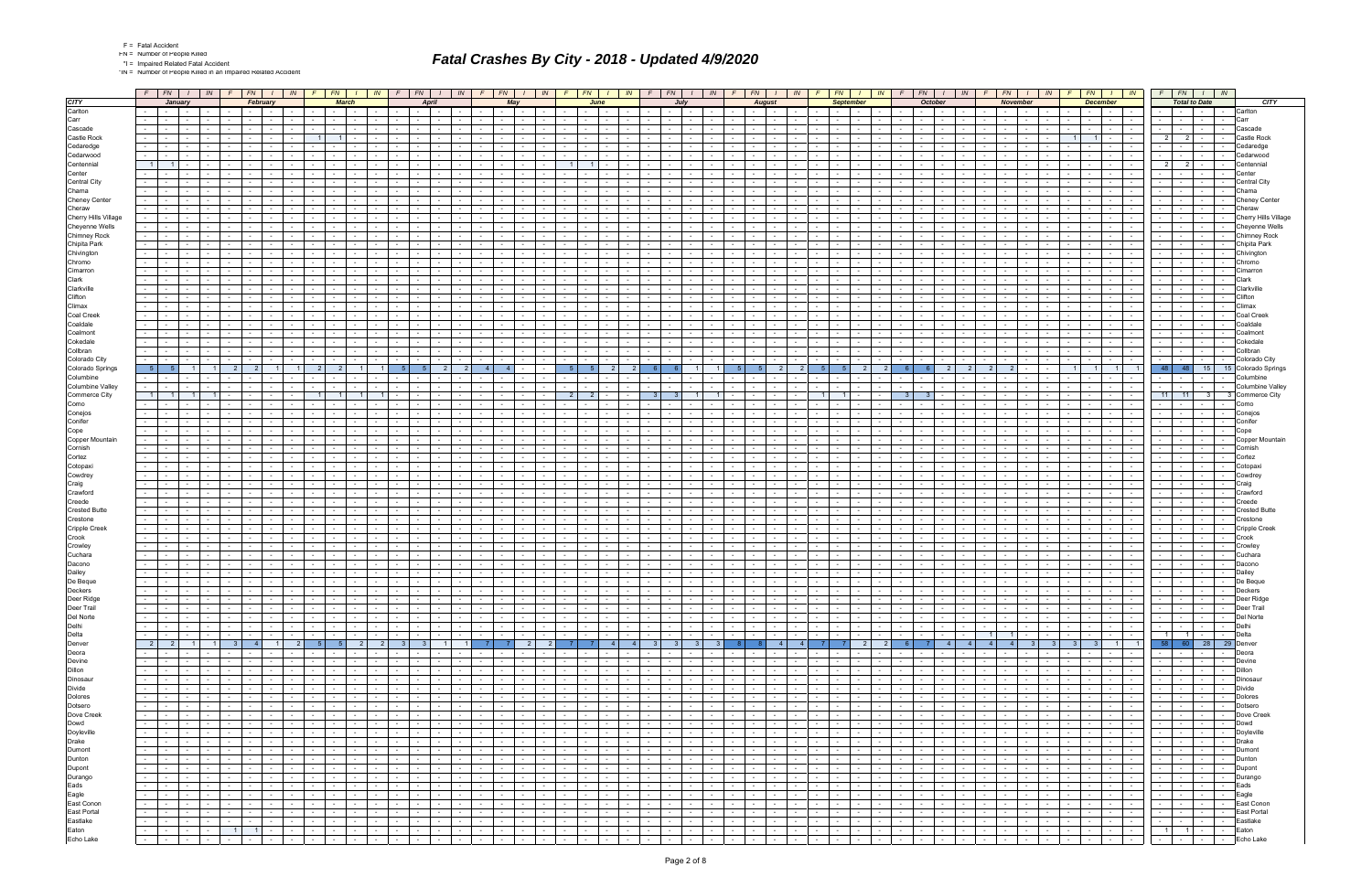F = Fatal Accident
FN = Number of People Killed
*I = Impaired Related Fatal Accident
*IN = Number of People Killed in an Impaired Related Accident

# Fatal Crashes By City - 2018 - Updated 4/9/2020

| CITY | January | | | | February | | | | March | | | | April | | | | May | | | | June | | | | July | | | | August | | | | September | | | | October | | | | November | | | | December | | | | Total to Date | | | | CITY |
|---|---|---|---|---|---|---|---|---|---|---|---|---|---|---|---|---|---|---|---|---|---|---|---|---|---|---|---|---|---|---|---|---|---|---|---|---|---|---|---|---|---|---|---|---|---|---|---|---|---|---|---|---|---|
| | F | FN | I | IN | F | FN | I | IN | F | FN | I | IN | F | FN | I | IN | F | FN | I | IN | F | FN | I | IN | F | FN | I | IN | F | FN | I | IN | F | FN | I | IN | F | FN | I | IN | F | FN | I | IN | F | FN | I | IN | F | FN | I | IN | |
| Carlton | - | - | - | - | - | - | - | - | - | - | - | - | - | - | - | - | - | - | - | - | - | - | - | - | - | - | - | - | - | - | - | - | - | - | - | - | - | - | - | - | - | - | - | - | - | - | - | - | - | - | - | - | Carlton |
| Carr | - | - | - | - | - | - | - | - | - | - | - | - | - | - | - | - | - | - | - | - | - | - | - | - | - | - | - | - | - | - | - | - | - | - | - | - | - | - | - | - | - | - | - | - | - | - | - | - | - | - | - | - | Carr |
| Cascade | - | - | - | - | - | - | - | - | - | - | - | - | - | - | - | - | - | - | - | - | - | - | - | - | - | - | - | - | - | - | - | - | - | - | - | - | - | - | - | - | - | - | - | - | - | - | - | - | - | - | - | - | Cascade |
| Castle Rock | - | - | - | - | - | - | - | - | 1 | 1 | - | - | - | - | - | - | - | - | - | - | - | - | - | - | - | - | - | - | - | - | - | - | - | - | - | - | - | - | - | - | - | - | - | - | 1 | 1 | - | - | 2 | 2 | - | - | Castle Rock |
| Cedaredge | - | - | - | - | - | - | - | - | - | - | - | - | - | - | - | - | - | - | - | - | - | - | - | - | - | - | - | - | - | - | - | - | - | - | - | - | - | - | - | - | - | - | - | - | - | - | - | - | - | - | - | - | Cedaredge |
| Cedarwood | - | - | - | - | - | - | - | - | - | - | - | - | - | - | - | - | - | - | - | - | - | - | - | - | - | - | - | - | - | - | - | - | - | - | - | - | - | - | - | - | - | - | - | - | - | - | - | - | - | - | - | - | Cedarwood |
| Centennial | 1 | 1 | - | - | - | - | - | - | - | - | - | - | - | - | - | - | - | - | - | - | 1 | 1 | - | - | - | - | - | - | - | - | - | - | - | - | - | - | - | - | - | - | - | - | - | - | - | - | - | - | 2 | 2 | - | - | Centennial |
| Center | - | - | - | - | - | - | - | - | - | - | - | - | - | - | - | - | - | - | - | - | - | - | - | - | - | - | - | - | - | - | - | - | - | - | - | - | - | - | - | - | - | - | - | - | - | - | - | - | - | - | - | - | Center |
| Central City | - | - | - | - | - | - | - | - | - | - | - | - | - | - | - | - | - | - | - | - | - | - | - | - | - | - | - | - | - | - | - | - | - | - | - | - | - | - | - | - | - | - | - | - | - | - | - | - | - | - | - | - | Central City |
| Chama | - | - | - | - | - | - | - | - | - | - | - | - | - | - | - | - | - | - | - | - | - | - | - | - | - | - | - | - | - | - | - | - | - | - | - | - | - | - | - | - | - | - | - | - | - | - | - | - | - | - | - | - | Chama |
| Cheney Center | - | - | - | - | - | - | - | - | - | - | - | - | - | - | - | - | - | - | - | - | - | - | - | - | - | - | - | - | - | - | - | - | - | - | - | - | - | - | - | - | - | - | - | - | - | - | - | - | - | - | - | - | Cheney Center |
| Cheraw | - | - | - | - | - | - | - | - | - | - | - | - | - | - | - | - | - | - | - | - | - | - | - | - | - | - | - | - | - | - | - | - | - | - | - | - | - | - | - | - | - | - | - | - | - | - | - | - | - | - | - | - | Cheraw |
| Cherry Hills Village | - | - | - | - | - | - | - | - | - | - | - | - | - | - | - | - | - | - | - | - | - | - | - | - | - | - | - | - | - | - | - | - | - | - | - | - | - | - | - | - | - | - | - | - | - | - | - | - | - | - | - | - | Cherry Hills Village |
| Cheyenne Wells | - | - | - | - | - | - | - | - | - | - | - | - | - | - | - | - | - | - | - | - | - | - | - | - | - | - | - | - | - | - | - | - | - | - | - | - | - | - | - | - | - | - | - | - | - | - | - | - | - | - | - | - | Cheyenne Wells |
| Chimney Rock | - | - | - | - | - | - | - | - | - | - | - | - | - | - | - | - | - | - | - | - | - | - | - | - | - | - | - | - | - | - | - | - | - | - | - | - | - | - | - | - | - | - | - | - | - | - | - | - | - | - | - | - | Chimney Rock |
| Chipita Park | - | - | - | - | - | - | - | - | - | - | - | - | - | - | - | - | - | - | - | - | - | - | - | - | - | - | - | - | - | - | - | - | - | - | - | - | - | - | - | - | - | - | - | - | - | - | - | - | - | - | - | - | Chipita Park |
| Chivington | - | - | - | - | - | - | - | - | - | - | - | - | - | - | - | - | - | - | - | - | - | - | - | - | - | - | - | - | - | - | - | - | - | - | - | - | - | - | - | - | - | - | - | - | - | - | - | - | - | - | - | - | Chivington |
| Chromo | - | - | - | - | - | - | - | - | - | - | - | - | - | - | - | - | - | - | - | - | - | - | - | - | - | - | - | - | - | - | - | - | - | - | - | - | - | - | - | - | - | - | - | - | - | - | - | - | - | - | - | - | Chromo |
| Cimarron | - | - | - | - | - | - | - | - | - | - | - | - | - | - | - | - | - | - | - | - | - | - | - | - | - | - | - | - | - | - | - | - | - | - | - | - | - | - | - | - | - | - | - | - | - | - | - | - | - | - | - | - | Cimarron |
| Clark | - | - | - | - | - | - | - | - | - | - | - | - | - | - | - | - | - | - | - | - | - | - | - | - | - | - | - | - | - | - | - | - | - | - | - | - | - | - | - | - | - | - | - | - | - | - | - | - | - | - | - | - | Clark |
| Clarkville | - | - | - | - | - | - | - | - | - | - | - | - | - | - | - | - | - | - | - | - | - | - | - | - | - | - | - | - | - | - | - | - | - | - | - | - | - | - | - | - | - | - | - | - | - | - | - | - | - | - | - | - | Clarkville |
| Clifton | - | - | - | - | - | - | - | - | - | - | - | - | - | - | - | - | - | - | - | - | - | - | - | - | - | - | - | - | - | - | - | - | - | - | - | - | - | - | - | - | - | - | - | - | - | - | - | - | - | - | - | - | Clifton |
| Climax | - | - | - | - | - | - | - | - | - | - | - | - | - | - | - | - | - | - | - | - | - | - | - | - | - | - | - | - | - | - | - | - | - | - | - | - | - | - | - | - | - | - | - | - | - | - | - | - | - | - | - | - | Climax |
| Coal Creek | - | - | - | - | - | - | - | - | - | - | - | - | - | - | - | - | - | - | - | - | - | - | - | - | - | - | - | - | - | - | - | - | - | - | - | - | - | - | - | - | - | - | - | - | - | - | - | - | - | - | - | - | Coal Creek |
| Coaldale | - | - | - | - | - | - | - | - | - | - | - | - | - | - | - | - | - | - | - | - | - | - | - | - | - | - | - | - | - | - | - | - | - | - | - | - | - | - | - | - | - | - | - | - | - | - | - | - | - | - | - | - | Coaldale |
| Coalmont | - | - | - | - | - | - | - | - | - | - | - | - | - | - | - | - | - | - | - | - | - | - | - | - | - | - | - | - | - | - | - | - | - | - | - | - | - | - | - | - | - | - | - | - | - | - | - | - | - | - | - | - | Coalmont |
| Cokedale | - | - | - | - | - | - | - | - | - | - | - | - | - | - | - | - | - | - | - | - | - | - | - | - | - | - | - | - | - | - | - | - | - | - | - | - | - | - | - | - | - | - | - | - | - | - | - | - | - | - | - | - | Cokedale |
| Collbran | - | - | - | - | - | - | - | - | - | - | - | - | - | - | - | - | - | - | - | - | - | - | - | - | - | - | - | - | - | - | - | - | - | - | - | - | - | - | - | - | - | - | - | - | - | - | - | - | - | - | - | - | Collbran |
| Colorado City | - | - | - | - | - | - | - | - | - | - | - | - | - | - | - | - | - | - | - | - | - | - | - | - | - | - | - | - | - | - | - | - | - | - | - | - | - | - | - | - | - | - | - | - | - | - | - | - | - | - | - | - | Colorado City |
| Colorado Springs | 5 | 5 | 1 | 1 | 2 | 2 | 1 | 1 | 2 | 2 | 1 | 1 | 5 | 5 | 2 | 2 | 4 | 4 | - | - | 5 | 5 | 2 | 2 | 6 | 6 | 1 | 1 | 5 | 5 | 2 | 2 | 5 | 5 | 2 | 2 | 6 | 6 | 2 | 2 | 2 | 2 | - | - | 1 | 1 | 1 | 1 | 48 | 48 | 15 | 15 | Colorado Springs |
| Columbine | - | - | - | - | - | - | - | - | - | - | - | - | - | - | - | - | - | - | - | - | - | - | - | - | - | - | - | - | - | - | - | - | - | - | - | - | - | - | - | - | - | - | - | - | - | - | - | - | - | - | - | - | Columbine |
| Columbine Valley | - | - | - | - | - | - | - | - | - | - | - | - | - | - | - | - | - | - | - | - | - | - | - | - | - | - | - | - | - | - | - | - | - | - | - | - | - | - | - | - | - | - | - | - | - | - | - | - | - | - | - | - | Columbine Valley |
| Commerce City | 1 | 1 | 1 | 1 | - | - | - | - | 1 | 1 | 1 | 1 | - | - | - | - | - | - | - | - | 2 | 2 | - | - | 3 | 3 | 1 | 1 | - | - | - | - | 1 | 1 | - | - | 3 | 3 | - | - | - | - | - | - | - | - | - | - | 11 | 11 | 3 | 3 | Commerce City |
| Como | - | - | - | - | - | - | - | - | - | - | - | - | - | - | - | - | - | - | - | - | - | - | - | - | - | - | - | - | - | - | - | - | - | - | - | - | - | - | - | - | - | - | - | - | - | - | - | - | - | - | - | - | Como |
| Conejos | - | - | - | - | - | - | - | - | - | - | - | - | - | - | - | - | - | - | - | - | - | - | - | - | - | - | - | - | - | - | - | - | - | - | - | - | - | - | - | - | - | - | - | - | - | - | - | - | - | - | - | - | Conejos |
| Conifer | - | - | - | - | - | - | - | - | - | - | - | - | - | - | - | - | - | - | - | - | - | - | - | - | - | - | - | - | - | - | - | - | - | - | - | - | - | - | - | - | - | - | - | - | - | - | - | - | - | - | - | - | Conifer |
| Cope | - | - | - | - | - | - | - | - | - | - | - | - | - | - | - | - | - | - | - | - | - | - | - | - | - | - | - | - | - | - | - | - | - | - | - | - | - | - | - | - | - | - | - | - | - | - | - | - | - | - | - | - | Cope |
| Copper Mountain | - | - | - | - | - | - | - | - | - | - | - | - | - | - | - | - | - | - | - | - | - | - | - | - | - | - | - | - | - | - | - | - | - | - | - | - | - | - | - | - | - | - | - | - | - | - | - | - | - | - | - | - | Copper Mountain |
| Cornish | - | - | - | - | - | - | - | - | - | - | - | - | - | - | - | - | - | - | - | - | - | - | - | - | - | - | - | - | - | - | - | - | - | - | - | - | - | - | - | - | - | - | - | - | - | - | - | - | - | - | - | - | Cornish |
| Cortez | - | - | - | - | - | - | - | - | - | - | - | - | - | - | - | - | - | - | - | - | - | - | - | - | - | - | - | - | - | - | - | - | - | - | - | - | - | - | - | - | - | - | - | - | - | - | - | - | - | - | - | - | Cortez |
| Cotopaxi | - | - | - | - | - | - | - | - | - | - | - | - | - | - | - | - | - | - | - | - | - | - | - | - | - | - | - | - | - | - | - | - | - | - | - | - | - | - | - | - | - | - | - | - | - | - | - | - | - | - | - | - | Cotopaxi |
| Cowdrey | - | - | - | - | - | - | - | - | - | - | - | - | - | - | - | - | - | - | - | - | - | - | - | - | - | - | - | - | - | - | - | - | - | - | - | - | - | - | - | - | - | - | - | - | - | - | - | - | - | - | - | - | Cowdrey |
| Craig | - | - | - | - | - | - | - | - | - | - | - | - | - | - | - | - | - | - | - | - | - | - | - | - | - | - | - | - | - | - | - | - | - | - | - | - | - | - | - | - | - | - | - | - | - | - | - | - | - | - | - | - | Craig |
| Crawford | - | - | - | - | - | - | - | - | - | - | - | - | - | - | - | - | - | - | - | - | - | - | - | - | - | - | - | - | - | - | - | - | - | - | - | - | - | - | - | - | - | - | - | - | - | - | - | - | - | - | - | - | Crawford |
| Creede | - | - | - | - | - | - | - | - | - | - | - | - | - | - | - | - | - | - | - | - | - | - | - | - | - | - | - | - | - | - | - | - | - | - | - | - | - | - | - | - | - | - | - | - | - | - | - | - | - | - | - | - | Creede |
| Crested Butte | - | - | - | - | - | - | - | - | - | - | - | - | - | - | - | - | - | - | - | - | - | - | - | - | - | - | - | - | - | - | - | - | - | - | - | - | - | - | - | - | - | - | - | - | - | - | - | - | - | - | - | - | Crested Butte |
| Crestone | - | - | - | - | - | - | - | - | - | - | - | - | - | - | - | - | - | - | - | - | - | - | - | - | - | - | - | - | - | - | - | - | - | - | - | - | - | - | - | - | - | - | - | - | - | - | - | - | - | - | - | - | Crestone |
| Cripple Creek | - | - | - | - | - | - | - | - | - | - | - | - | - | - | - | - | - | - | - | - | - | - | - | - | - | - | - | - | - | - | - | - | - | - | - | - | - | - | - | - | - | - | - | - | - | - | - | - | - | - | - | - | Cripple Creek |
| Crook | - | - | - | - | - | - | - | - | - | - | - | - | - | - | - | - | - | - | - | - | - | - | - | - | - | - | - | - | - | - | - | - | - | - | - | - | - | - | - | - | - | - | - | - | - | - | - | - | - | - | - | - | Crook |
| Crowley | - | - | - | - | - | - | - | - | - | - | - | - | - | - | - | - | - | - | - | - | - | - | - | - | - | - | - | - | - | - | - | - | - | - | - | - | - | - | - | - | - | - | - | - | - | - | - | - | - | - | - | - | Crowley |
| Cuchara | - | - | - | - | - | - | - | - | - | - | - | - | - | - | - | - | - | - | - | - | - | - | - | - | - | - | - | - | - | - | - | - | - | - | - | - | - | - | - | - | - | - | - | - | - | - | - | - | - | - | - | - | Cuchara |
| Dacono | - | - | - | - | - | - | - | - | - | - | - | - | - | - | - | - | - | - | - | - | - | - | - | - | - | - | - | - | - | - | - | - | - | - | - | - | - | - | - | - | - | - | - | - | - | - | - | - | - | - | - | - | Dacono |
| Dailey | - | - | - | - | - | - | - | - | - | - | - | - | - | - | - | - | - | - | - | - | - | - | - | - | - | - | - | - | - | - | - | - | - | - | - | - | - | - | - | - | - | - | - | - | - | - | - | - | - | - | - | - | Dailey |
| De Beque | - | - | - | - | - | - | - | - | - | - | - | - | - | - | - | - | - | - | - | - | - | - | - | - | - | - | - | - | - | - | - | - | - | - | - | - | - | - | - | - | - | - | - | - | - | - | - | - | - | - | - | - | De Beque |
| Deckers | - | - | - | - | - | - | - | - | - | - | - | - | - | - | - | - | - | - | - | - | - | - | - | - | - | - | - | - | - | - | - | - | - | - | - | - | - | - | - | - | - | - | - | - | - | - | - | - | - | - | - | - | Deckers |
| Deer Ridge | - | - | - | - | - | - | - | - | - | - | - | - | - | - | - | - | - | - | - | - | - | - | - | - | - | - | - | - | - | - | - | - | - | - | - | - | - | - | - | - | - | - | - | - | - | - | - | - | - | - | - | - | Deer Ridge |
| Deer Trail | - | - | - | - | - | - | - | - | - | - | - | - | - | - | - | - | - | - | - | - | - | - | - | - | - | - | - | - | - | - | - | - | - | - | - | - | - | - | - | - | - | - | - | - | - | - | - | - | - | - | - | - | Deer Trail |
| Del Norte | - | - | - | - | - | - | - | - | - | - | - | - | - | - | - | - | - | - | - | - | - | - | - | - | - | - | - | - | - | - | - | - | - | - | - | - | - | - | - | - | - | - | - | - | - | - | - | - | - | - | - | - | Del Norte |
| Delhi | - | - | - | - | - | - | - | - | - | - | - | - | - | - | - | - | - | - | - | - | - | - | - | - | - | - | - | - | - | - | - | - | - | - | - | - | - | - | - | - | - | - | - | - | - | - | - | - | - | - | - | - | Delhi |
| Delta | - | - | - | - | - | - | - | - | - | - | - | - | - | - | - | - | - | - | - | - | - | - | - | - | - | - | - | - | - | - | - | - | - | - | - | - | - | - | - | - | 1 | 1 | - | - | - | - | - | - | 1 | 1 | - | - | Delta |
| Denver | 2 | 2 | 1 | 1 | 3 | 4 | 1 | 2 | 5 | 5 | 2 | 2 | 3 | 3 | 1 | 1 | 7 | 7 | 2 | 2 | 7 | 7 | 4 | 4 | 3 | 3 | 3 | 3 | 8 | 8 | 4 | 4 | 7 | 7 | 2 | 2 | 6 | 7 | 4 | 4 | 4 | 4 | 3 | 3 | 3 | 3 | 1 | 1 | 58 | 60 | 28 | 29 | Denver |
| Deora | - | - | - | - | - | - | - | - | - | - | - | - | - | - | - | - | - | - | - | - | - | - | - | - | - | - | - | - | - | - | - | - | - | - | - | - | - | - | - | - | - | - | - | - | - | - | - | - | - | - | - | - | Deora |
| Devine | - | - | - | - | - | - | - | - | - | - | - | - | - | - | - | - | - | - | - | - | - | - | - | - | - | - | - | - | - | - | - | - | - | - | - | - | - | - | - | - | - | - | - | - | - | - | - | - | - | - | - | - | Devine |
| Dillon | - | - | - | - | - | - | - | - | - | - | - | - | - | - | - | - | - | - | - | - | - | - | - | - | - | - | - | - | - | - | - | - | - | - | - | - | - | - | - | - | - | - | - | - | - | - | - | - | - | - | - | - | Dillon |
| Dinosaur | - | - | - | - | - | - | - | - | - | - | - | - | - | - | - | - | - | - | - | - | - | - | - | - | - | - | - | - | - | - | - | - | - | - | - | - | - | - | - | - | - | - | - | - | - | - | - | - | - | - | - | - | Dinosaur |
| Divide | - | - | - | - | - | - | - | - | - | - | - | - | - | - | - | - | - | - | - | - | - | - | - | - | - | - | - | - | - | - | - | - | - | - | - | - | - | - | - | - | - | - | - | - | - | - | - | - | - | - | - | - | Divide |
| Dolores | - | - | - | - | - | - | - | - | - | - | - | - | - | - | - | - | - | - | - | - | - | - | - | - | - | - | - | - | - | - | - | - | - | - | - | - | - | - | - | - | - | - | - | - | - | - | - | - | - | - | - | - | Dolores |
| Dotsero | - | - | - | - | - | - | - | - | - | - | - | - | - | - | - | - | - | - | - | - | - | - | - | - | - | - | - | - | - | - | - | - | - | - | - | - | - | - | - | - | - | - | - | - | - | - | - | - | - | - | - | - | Dotsero |
| Dove Creek | - | - | - | - | - | - | - | - | - | - | - | - | - | - | - | - | - | - | - | - | - | - | - | - | - | - | - | - | - | - | - | - | - | - | - | - | - | - | - | - | - | - | - | - | - | - | - | - | - | - | - | - | Dove Creek |
| Dowd | - | - | - | - | - | - | - | - | - | - | - | - | - | - | - | - | - | - | - | - | - | - | - | - | - | - | - | - | - | - | - | - | - | - | - | - | - | - | - | - | - | - | - | - | - | - | - | - | - | - | - | - | Dowd |
| Doyleville | - | - | - | - | - | - | - | - | - | - | - | - | - | - | - | - | - | - | - | - | - | - | - | - | - | - | - | - | - | - | - | - | - | - | - | - | - | - | - | - | - | - | - | - | - | - | - | - | - | - | - | - | Doyleville |
| Drake | - | - | - | - | - | - | - | - | - | - | - | - | - | - | - | - | - | - | - | - | - | - | - | - | - | - | - | - | - | - | - | - | - | - | - | - | - | - | - | - | - | - | - | - | - | - | - | - | - | - | - | - | Drake |
| Dumont | - | - | - | - | - | - | - | - | - | - | - | - | - | - | - | - | - | - | - | - | - | - | - | - | - | - | - | - | - | - | - | - | - | - | - | - | - | - | - | - | - | - | - | - | - | - | - | - | - | - | - | - | Dumont |
| Dunton | - | - | - | - | - | - | - | - | - | - | - | - | - | - | - | - | - | - | - | - | - | - | - | - | - | - | - | - | - | - | - | - | - | - | - | - | - | - | - | - | - | - | - | - | - | - | - | - | - | - | - | - | Dunton |
| Dupont | - | - | - | - | - | - | - | - | - | - | - | - | - | - | - | - | - | - | - | - | - | - | - | - | - | - | - | - | - | - | - | - | - | - | - | - | - | - | - | - | - | - | - | - | - | - | - | - | - | - | - | - | Dupont |
| Durango | - | - | - | - | - | - | - | - | - | - | - | - | - | - | - | - | - | - | - | - | - | - | - | - | - | - | - | - | - | - | - | - | - | - | - | - | - | - | - | - | - | - | - | - | - | - | - | - | - | - | - | - | Durango |
| Eads | - | - | - | - | - | - | - | - | - | - | - | - | - | - | - | - | - | - | - | - | - | - | - | - | - | - | - | - | - | - | - | - | - | - | - | - | - | - | - | - | - | - | - | - | - | - | - | - | - | - | - | - | Eads |
| Eagle | - | - | - | - | - | - | - | - | - | - | - | - | - | - | - | - | - | - | - | - | - | - | - | - | - | - | - | - | - | - | - | - | - | - | - | - | - | - | - | - | - | - | - | - | - | - | - | - | - | - | - | - | Eagle |
| East Conon | - | - | - | - | - | - | - | - | - | - | - | - | - | - | - | - | - | - | - | - | - | - | - | - | - | - | - | - | - | - | - | - | - | - | - | - | - | - | - | - | - | - | - | - | - | - | - | - | - | - | - | - | East Conon |
| East Portal | - | - | - | - | - | - | - | - | - | - | - | - | - | - | - | - | - | - | - | - | - | - | - | - | - | - | - | - | - | - | - | - | - | - | - | - | - | - | - | - | - | - | - | - | - | - | - | - | - | - | - | - | East Portal |
| Eastlake | - | - | - | - | - | - | - | - | - | - | - | - | - | - | - | - | - | - | - | - | - | - | - | - | - | - | - | - | - | - | - | - | - | - | - | - | - | - | - | - | - | - | - | - | - | - | - | - | - | - | - | - | Eastlake |
| Eaton | - | - | - | - | 1 | 1 | - | - | - | - | - | - | - | - | - | - | - | - | - | - | - | - | - | - | - | - | - | - | - | - | - | - | - | - | - | - | - | - | - | - | - | - | - | - | - | - | - | - | 1 | 1 | - | - | Eaton |
| Echo Lake | - | - | - | - | - | - | - | - | - | - | - | - | - | - | - | - | - | - | - | - | - | - | - | - | - | - | - | - | - | - | - | - | - | - | - | - | - | - | - | - | - | - | - | - | - | - | - | - | - | - | - | - | Echo Lake |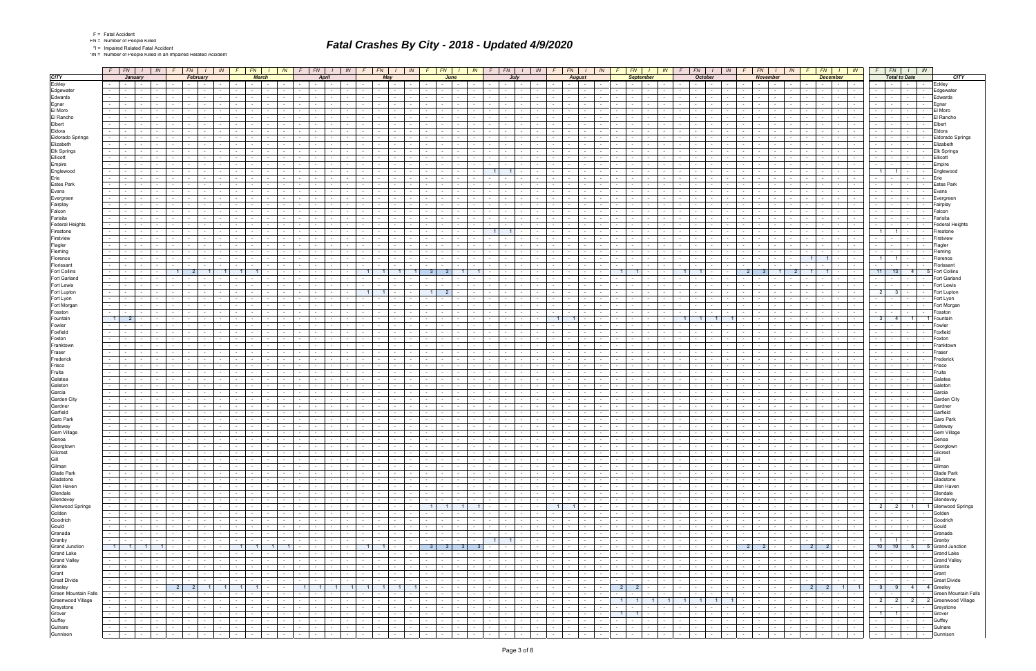F = Fatal Accident
FN = Number of People Killed
*I = Impaired Related Fatal Accident
*IN = Number of People Killed in an Impaired Related Accident

# Fatal Crashes By City - 2018 - Updated 4/9/2020

| CITY | F | FN | I | IN | F | FN | I | IN | F | FN | I | IN | F | FN | I | IN | F | FN | I | IN | F | FN | I | IN | F | FN | I | IN | F | FN | I | IN | F | FN | I | IN | F | FN | I | IN | F | FN | I | IN | F | FN | I | IN | F | FN | I | IN | CITY |
|---|---|---|---|---|---|---|---|---|---|---|---|---|---|---|---|---|---|---|---|---|---|---|---|---|---|---|---|---|---|---|---|---|---|---|---|---|---|---|---|---|---|---|---|---|---|---|---|---|---|---|---|---|---|
| | January | | | | February | | | | March | | | | April | | | | May | | | | June | | | | July | | | | August | | | | September | | | | October | | | | November | | | | December | | | | Total to Date | | | | |
| Eckley | - | - | - | - | - | - | - | - | - | - | - | - | - | - | - | - | - | - | - | - | - | - | - | - | - | - | - | - | - | - | - | - | - | - | - | - | - | - | - | - | - | - | - | - | - | - | - | - | - | - | - | - | Eckley |
| Edgewater | - | - | - | - | - | - | - | - | - | - | - | - | - | - | - | - | - | - | - | - | - | - | - | - | - | - | - | - | - | - | - | - | - | - | - | - | - | - | - | - | - | - | - | - | - | - | - | - | - | - | - | - | Edgewater |
| Edwards | - | - | - | - | - | - | - | - | - | - | - | - | - | - | - | - | - | - | - | - | - | - | - | - | - | - | - | - | - | - | - | - | - | - | - | - | - | - | - | - | - | - | - | - | - | - | - | - | - | - | - | - | Edwards |
| Egnar | - | - | - | - | - | - | - | - | - | - | - | - | - | - | - | - | - | - | - | - | - | - | - | - | - | - | - | - | - | - | - | - | - | - | - | - | - | - | - | - | - | - | - | - | - | - | - | - | - | - | - | - | Egnar |
| El Moro | - | - | - | - | - | - | - | - | - | - | - | - | - | - | - | - | - | - | - | - | - | - | - | - | - | - | - | - | - | - | - | - | - | - | - | - | - | - | - | - | - | - | - | - | - | - | - | - | - | - | - | - | El Moro |
| El Rancho | - | - | - | - | - | - | - | - | - | - | - | - | - | - | - | - | - | - | - | - | - | - | - | - | - | - | - | - | - | - | - | - | - | - | - | - | - | - | - | - | - | - | - | - | - | - | - | - | - | - | - | - | El Rancho |
| Elbert | - | - | - | - | - | - | - | - | - | - | - | - | - | - | - | - | - | - | - | - | - | - | - | - | - | - | - | - | - | - | - | - | - | - | - | - | - | - | - | - | - | - | - | - | - | - | - | - | - | - | - | - | Elbert |
| Eldora | - | - | - | - | - | - | - | - | - | - | - | - | - | - | - | - | - | - | - | - | - | - | - | - | - | - | - | - | - | - | - | - | - | - | - | - | - | - | - | - | - | - | - | - | - | - | - | - | - | - | - | - | Eldora |
| Eldorado Springs | - | - | - | - | - | - | - | - | - | - | - | - | - | - | - | - | - | - | - | - | - | - | - | - | - | - | - | - | - | - | - | - | - | - | - | - | - | - | - | - | - | - | - | - | - | - | - | - | - | - | - | - | Eldorado Springs |
| Elizabeth | - | - | - | - | - | - | - | - | - | - | - | - | - | - | - | - | - | - | - | - | - | - | - | - | - | - | - | - | - | - | - | - | - | - | - | - | - | - | - | - | - | - | - | - | - | - | - | - | - | - | - | - | Elizabeth |
| Elk Springs | - | - | - | - | - | - | - | - | - | - | - | - | - | - | - | - | - | - | - | - | - | - | - | - | - | - | - | - | - | - | - | - | - | - | - | - | - | - | - | - | - | - | - | - | - | - | - | - | - | - | - | - | Elk Springs |
| Ellicott | - | - | - | - | - | - | - | - | - | - | - | - | - | - | - | - | - | - | - | - | - | - | - | - | - | - | - | - | - | - | - | - | - | - | - | - | - | - | - | - | - | - | - | - | - | - | - | - | - | - | - | - | Ellicott |
| Empire | - | - | - | - | - | - | - | - | - | - | - | - | - | - | - | - | - | - | - | - | - | - | - | - | - | - | - | - | - | - | - | - | - | - | - | - | - | - | - | - | - | - | - | - | - | - | - | - | - | - | - | - | Empire |
| Englewood | - | - | - | - | - | - | - | - | - | - | - | - | - | - | - | - | - | - | - | - | - | - | - | - | 1 | 1 | - | - | - | - | - | - | - | - | - | - | - | - | - | - | - | - | - | - | - | - | - | - | 1 | 1 | - | - | Englewood |
| Erie | - | - | - | - | - | - | - | - | - | - | - | - | - | - | - | - | - | - | - | - | - | - | - | - | - | - | - | - | - | - | - | - | - | - | - | - | - | - | - | - | - | - | - | - | - | - | - | - | - | - | - | - | Erie |
| Estes Park | - | - | - | - | - | - | - | - | - | - | - | - | - | - | - | - | - | - | - | - | - | - | - | - | - | - | - | - | - | - | - | - | - | - | - | - | - | - | - | - | - | - | - | - | - | - | - | - | - | - | - | - | Estes Park |
| Evans | - | - | - | - | - | - | - | - | - | - | - | - | - | - | - | - | - | - | - | - | - | - | - | - | - | - | - | - | - | - | - | - | - | - | - | - | - | - | - | - | - | - | - | - | - | - | - | - | - | - | - | - | Evans |
| Evergreen | - | - | - | - | - | - | - | - | - | - | - | - | - | - | - | - | - | - | - | - | - | - | - | - | - | - | - | - | - | - | - | - | - | - | - | - | - | - | - | - | - | - | - | - | - | - | - | - | - | - | - | - | Evergreen |
| Fairplay | - | - | - | - | - | - | - | - | - | - | - | - | - | - | - | - | - | - | - | - | - | - | - | - | - | - | - | - | - | - | - | - | - | - | - | - | - | - | - | - | - | - | - | - | - | - | - | - | - | - | - | - | Fairplay |
| Falcon | - | - | - | - | - | - | - | - | - | - | - | - | - | - | - | - | - | - | - | - | - | - | - | - | - | - | - | - | - | - | - | - | - | - | - | - | - | - | - | - | - | - | - | - | - | - | - | - | - | - | - | - | Falcon |
| Farisita | - | - | - | - | - | - | - | - | - | - | - | - | - | - | - | - | - | - | - | - | - | - | - | - | - | - | - | - | - | - | - | - | - | - | - | - | - | - | - | - | - | - | - | - | - | - | - | - | - | - | - | - | Farisita |
| Federal Heights | - | - | - | - | - | - | - | - | - | - | - | - | - | - | - | - | - | - | - | - | - | - | - | - | - | - | - | - | - | - | - | - | - | - | - | - | - | - | - | - | - | - | - | - | - | - | - | - | - | - | - | - | Federal Heights |
| Firestone | - | - | - | - | - | - | - | - | - | - | - | - | - | - | - | - | - | - | - | - | - | - | - | - | 1 | 1 | - | - | - | - | - | - | - | - | - | - | - | - | - | - | - | - | - | - | - | - | - | - | 1 | 1 | - | - | Firestone |
| Firstview | - | - | - | - | - | - | - | - | - | - | - | - | - | - | - | - | - | - | - | - | - | - | - | - | - | - | - | - | - | - | - | - | - | - | - | - | - | - | - | - | - | - | - | - | - | - | - | - | - | - | - | - | Firstview |
| Flagler | - | - | - | - | - | - | - | - | - | - | - | - | - | - | - | - | - | - | - | - | - | - | - | - | - | - | - | - | - | - | - | - | - | - | - | - | - | - | - | - | - | - | - | - | - | - | - | - | - | - | - | - | Flagler |
| Fleming | - | - | - | - | - | - | - | - | - | - | - | - | - | - | - | - | - | - | - | - | - | - | - | - | - | - | - | - | - | - | - | - | - | - | - | - | - | - | - | - | - | - | - | - | - | - | - | - | - | - | - | - | Fleming |
| Florence | - | - | - | - | - | - | - | - | - | - | - | - | - | - | - | - | - | - | - | - | - | - | - | - | - | - | - | - | - | - | - | - | - | - | - | - | - | - | - | - | - | - | - | - | 1 | 1 | - | - | 1 | 1 | - | - | Florence |
| Florissant | - | - | - | - | - | - | - | - | - | - | - | - | - | - | - | - | - | - | - | - | - | - | - | - | - | - | - | - | - | - | - | - | - | - | - | - | - | - | - | - | - | - | - | - | - | - | - | - | - | - | - | - | Florissant |
| Fort Collins | - | - | - | - | 1 | 2 | 1 | 1 | 1 | 1 | - | - | - | - | - | - | 1 | 1 | 1 | 1 | 3 | 3 | 1 | 1 | - | - | - | - | - | - | - | - | 1 | 1 | - | - | 1 | 1 | - | - | 2 | 3 | 1 | 2 | 1 | 1 | - | - | 11 | 13 | 4 | 5 | Fort Collins |
| Fort Garland | - | - | - | - | - | - | - | - | - | - | - | - | - | - | - | - | - | - | - | - | - | - | - | - | - | - | - | - | - | - | - | - | - | - | - | - | - | - | - | - | - | - | - | - | - | - | - | - | - | - | - | - | Fort Garland |
| Fort Lewis | - | - | - | - | - | - | - | - | - | - | - | - | - | - | - | - | - | - | - | - | - | - | - | - | - | - | - | - | - | - | - | - | - | - | - | - | - | - | - | - | - | - | - | - | - | - | - | - | - | - | - | - | Fort Lewis |
| Fort Lupton | - | - | - | - | - | - | - | - | - | - | - | - | - | - | - | - | 1 | 1 | - | - | 1 | 2 | - | - | - | - | - | - | - | - | - | - | - | - | - | - | - | - | - | - | - | - | - | - | - | - | - | - | 2 | 3 | - | - | Fort Lupton |
| Fort Lyon | - | - | - | - | - | - | - | - | - | - | - | - | - | - | - | - | - | - | - | - | - | - | - | - | - | - | - | - | - | - | - | - | - | - | - | - | - | - | - | - | - | - | - | - | - | - | - | - | - | - | - | - | Fort Lyon |
| Fort Morgan | - | - | - | - | - | - | - | - | - | - | - | - | - | - | - | - | - | - | - | - | - | - | - | - | - | - | - | - | - | - | - | - | - | - | - | - | - | - | - | - | - | - | - | - | - | - | - | - | - | - | - | - | Fort Morgan |
| Fosston | - | - | - | - | - | - | - | - | - | - | - | - | - | - | - | - | - | - | - | - | - | - | - | - | - | - | - | - | - | - | - | - | - | - | - | - | - | - | - | - | - | - | - | - | - | - | - | - | - | - | - | - | Fosston |
| Fountain | 1 | 2 | - | - | - | - | - | - | - | - | - | - | - | - | - | - | - | - | - | - | - | - | - | - | - | - | - | - | 1 | 1 | - | - | - | - | - | - | 1 | 1 | 1 | 1 | - | - | - | - | - | - | - | - | 3 | 4 | 1 | 1 | Fountain |
| Fowler | - | - | - | - | - | - | - | - | - | - | - | - | - | - | - | - | - | - | - | - | - | - | - | - | - | - | - | - | - | - | - | - | - | - | - | - | - | - | - | - | - | - | - | - | - | - | - | - | - | - | - | - | Fowler |
| Foxfield | - | - | - | - | - | - | - | - | - | - | - | - | - | - | - | - | - | - | - | - | - | - | - | - | - | - | - | - | - | - | - | - | - | - | - | - | - | - | - | - | - | - | - | - | - | - | - | - | - | - | - | - | Foxfield |
| Foxton | - | - | - | - | - | - | - | - | - | - | - | - | - | - | - | - | - | - | - | - | - | - | - | - | - | - | - | - | - | - | - | - | - | - | - | - | - | - | - | - | - | - | - | - | - | - | - | - | - | - | - | - | Foxton |
| Franktown | - | - | - | - | - | - | - | - | - | - | - | - | - | - | - | - | - | - | - | - | - | - | - | - | - | - | - | - | - | - | - | - | - | - | - | - | - | - | - | - | - | - | - | - | - | - | - | - | - | - | - | - | Franktown |
| Fraser | - | - | - | - | - | - | - | - | - | - | - | - | - | - | - | - | - | - | - | - | - | - | - | - | - | - | - | - | - | - | - | - | - | - | - | - | - | - | - | - | - | - | - | - | - | - | - | - | - | - | - | - | Fraser |
| Frederick | - | - | - | - | - | - | - | - | - | - | - | - | - | - | - | - | - | - | - | - | - | - | - | - | - | - | - | - | - | - | - | - | - | - | - | - | - | - | - | - | - | - | - | - | - | - | - | - | - | - | - | - | Frederick |
| Frisco | - | - | - | - | - | - | - | - | - | - | - | - | - | - | - | - | - | - | - | - | - | - | - | - | - | - | - | - | - | - | - | - | - | - | - | - | - | - | - | - | - | - | - | - | - | - | - | - | - | - | - | - | Frisco |
| Fruita | - | - | - | - | - | - | - | - | - | - | - | - | - | - | - | - | - | - | - | - | - | - | - | - | - | - | - | - | - | - | - | - | - | - | - | - | - | - | - | - | - | - | - | - | - | - | - | - | - | - | - | - | Fruita |
| Galatea | - | - | - | - | - | - | - | - | - | - | - | - | - | - | - | - | - | - | - | - | - | - | - | - | - | - | - | - | - | - | - | - | - | - | - | - | - | - | - | - | - | - | - | - | - | - | - | - | - | - | - | - | Galatea |
| Galeton | - | - | - | - | - | - | - | - | - | - | - | - | - | - | - | - | - | - | - | - | - | - | - | - | - | - | - | - | - | - | - | - | - | - | - | - | - | - | - | - | - | - | - | - | - | - | - | - | - | - | - | - | Galeton |
| Garcia | - | - | - | - | - | - | - | - | - | - | - | - | - | - | - | - | - | - | - | - | - | - | - | - | - | - | - | - | - | - | - | - | - | - | - | - | - | - | - | - | - | - | - | - | - | - | - | - | - | - | - | - | Garcia |
| Garden City | - | - | - | - | - | - | - | - | - | - | - | - | - | - | - | - | - | - | - | - | - | - | - | - | - | - | - | - | - | - | - | - | - | - | - | - | - | - | - | - | - | - | - | - | - | - | - | - | - | - | - | - | Garden City |
| Gardner | - | - | - | - | - | - | - | - | - | - | - | - | - | - | - | - | - | - | - | - | - | - | - | - | - | - | - | - | - | - | - | - | - | - | - | - | - | - | - | - | - | - | - | - | - | - | - | - | - | - | - | - | Gardner |
| Garfield | - | - | - | - | - | - | - | - | - | - | - | - | - | - | - | - | - | - | - | - | - | - | - | - | - | - | - | - | - | - | - | - | - | - | - | - | - | - | - | - | - | - | - | - | - | - | - | - | - | - | - | - | Garfield |
| Garo Park | - | - | - | - | - | - | - | - | - | - | - | - | - | - | - | - | - | - | - | - | - | - | - | - | - | - | - | - | - | - | - | - | - | - | - | - | - | - | - | - | - | - | - | - | - | - | - | - | - | - | - | - | Garo Park |
| Gateway | - | - | - | - | - | - | - | - | - | - | - | - | - | - | - | - | - | - | - | - | - | - | - | - | - | - | - | - | - | - | - | - | - | - | - | - | - | - | - | - | - | - | - | - | - | - | - | - | - | - | - | - | Gateway |
| Gem Village | - | - | - | - | - | - | - | - | - | - | - | - | - | - | - | - | - | - | - | - | - | - | - | - | - | - | - | - | - | - | - | - | - | - | - | - | - | - | - | - | - | - | - | - | - | - | - | - | - | - | - | - | Gem Village |
| Genoa | - | - | - | - | - | - | - | - | - | - | - | - | - | - | - | - | - | - | - | - | - | - | - | - | - | - | - | - | - | - | - | - | - | - | - | - | - | - | - | - | - | - | - | - | - | - | - | - | - | - | - | - | Genoa |
| Georgtown | - | - | - | - | - | - | - | - | - | - | - | - | - | - | - | - | - | - | - | - | - | - | - | - | - | - | - | - | - | - | - | - | - | - | - | - | - | - | - | - | - | - | - | - | - | - | - | - | - | - | - | - | Georgetown |
| Gilcrest | - | - | - | - | - | - | - | - | - | - | - | - | - | - | - | - | - | - | - | - | - | - | - | - | - | - | - | - | - | - | - | - | - | - | - | - | - | - | - | - | - | - | - | - | - | - | - | - | - | - | - | - | Gilcrest |
| Gill | - | - | - | - | - | - | - | - | - | - | - | - | - | - | - | - | - | - | - | - | - | - | - | - | - | - | - | - | - | - | - | - | - | - | - | - | - | - | - | - | - | - | - | - | - | - | - | - | - | - | - | - | Gill |
| Gilman | - | - | - | - | - | - | - | - | - | - | - | - | - | - | - | - | - | - | - | - | - | - | - | - | - | - | - | - | - | - | - | - | - | - | - | - | - | - | - | - | - | - | - | - | - | - | - | - | - | - | - | - | Gilman |
| Glade Park | - | - | - | - | - | - | - | - | - | - | - | - | - | - | - | - | - | - | - | - | - | - | - | - | - | - | - | - | - | - | - | - | - | - | - | - | - | - | - | - | - | - | - | - | - | - | - | - | - | - | - | - | Glade Park |
| Gladstone | - | - | - | - | - | - | - | - | - | - | - | - | - | - | - | - | - | - | - | - | - | - | - | - | - | - | - | - | - | - | - | - | - | - | - | - | - | - | - | - | - | - | - | - | - | - | - | - | - | - | - | - | Gladstone |
| Glen Haven | - | - | - | - | - | - | - | - | - | - | - | - | - | - | - | - | - | - | - | - | - | - | - | - | - | - | - | - | - | - | - | - | - | - | - | - | - | - | - | - | - | - | - | - | - | - | - | - | - | - | - | - | Glen Haven |
| Glendale | - | - | - | - | - | - | - | - | - | - | - | - | - | - | - | - | - | - | - | - | - | - | - | - | - | - | - | - | - | - | - | - | - | - | - | - | - | - | - | - | - | - | - | - | - | - | - | - | - | - | - | - | Glendale |
| Glendevey | - | - | - | - | - | - | - | - | - | - | - | - | - | - | - | - | - | - | - | - | - | - | - | - | - | - | - | - | - | - | - | - | - | - | - | - | - | - | - | - | - | - | - | - | - | - | - | - | - | - | - | - | Glendevey |
| Glenwood Springs | - | - | - | - | - | - | - | - | - | - | - | - | - | - | - | - | - | - | - | - | 1 | 1 | 1 | 1 | - | - | - | - | 1 | 1 | - | - | - | - | - | - | - | - | - | - | - | - | - | - | - | - | - | - | 2 | 2 | 1 | 1 | Glenwood Springs |
| Golden | - | - | - | - | - | - | - | - | - | - | - | - | - | - | - | - | - | - | - | - | - | - | - | - | - | - | - | - | - | - | - | - | - | - | - | - | - | - | - | - | - | - | - | - | - | - | - | - | - | - | - | - | Golden |
| Goodrich | - | - | - | - | - | - | - | - | - | - | - | - | - | - | - | - | - | - | - | - | - | - | - | - | - | - | - | - | - | - | - | - | - | - | - | - | - | - | - | - | - | - | - | - | - | - | - | - | - | - | - | - | Goodrich |
| Gould | - | - | - | - | - | - | - | - | - | - | - | - | - | - | - | - | - | - | - | - | - | - | - | - | - | - | - | - | - | - | - | - | - | - | - | - | - | - | - | - | - | - | - | - | - | - | - | - | - | - | - | - | Gould |
| Granada | - | - | - | - | - | - | - | - | - | - | - | - | - | - | - | - | - | - | - | - | - | - | - | - | - | - | - | - | - | - | - | - | - | - | - | - | - | - | - | - | - | - | - | - | - | - | - | - | - | - | - | - | Granada |
| Granby | - | - | - | - | - | - | - | - | - | - | - | - | - | - | - | - | - | - | - | - | - | - | - | - | 1 | 1 | - | - | - | - | - | - | - | - | - | - | - | - | - | - | - | - | - | - | - | - | - | - | 1 | 1 | - | - | Granby |
| Grand Junction | 1 | 1 | 1 | 1 | - | - | - | - | 1 | 1 | 1 | 1 | - | - | - | - | 1 | 1 | - | - | 3 | 3 | 3 | 3 | - | - | - | - | - | - | - | - | - | - | - | - | - | - | - | - | 2 | 2 | - | - | 2 | 2 | - | - | 10 | 10 | 5 | 5 | Grand Junction |
| Grand Lake | - | - | - | - | - | - | - | - | - | - | - | - | - | - | - | - | - | - | - | - | - | - | - | - | - | - | - | - | - | - | - | - | - | - | - | - | - | - | - | - | - | - | - | - | - | - | - | - | - | - | - | - | Grand Lake |
| Grand Valley | - | - | - | - | - | - | - | - | - | - | - | - | - | - | - | - | - | - | - | - | - | - | - | - | - | - | - | - | - | - | - | - | - | - | - | - | - | - | - | - | - | - | - | - | - | - | - | - | - | - | - | - | Grand Valley |
| Granite | - | - | - | - | - | - | - | - | - | - | - | - | - | - | - | - | - | - | - | - | - | - | - | - | - | - | - | - | - | - | - | - | - | - | - | - | - | - | - | - | - | - | - | - | - | - | - | - | - | - | - | - | Granite |
| Grant | - | - | - | - | - | - | - | - | - | - | - | - | - | - | - | - | - | - | - | - | - | - | - | - | - | - | - | - | - | - | - | - | - | - | - | - | - | - | - | - | - | - | - | - | - | - | - | - | - | - | - | - | Grant |
| Great Divide | - | - | - | - | - | - | - | - | - | - | - | - | - | - | - | - | - | - | - | - | - | - | - | - | - | - | - | - | - | - | - | - | - | - | - | - | - | - | - | - | - | - | - | - | - | - | - | - | - | - | - | - | Great Divide |
| Greeley | - | - | - | - | 2 | 2 | 1 | 1 | 1 | 1 | - | - | 1 | 1 | 1 | 1 | 1 | 1 | 1 | 1 | - | - | - | - | - | - | - | - | - | - | - | - | 2 | 2 | - | - | - | - | - | - | - | - | - | - | 2 | 2 | 1 | 1 | 9 | 9 | 4 | 4 | Greeley |
| Green Mountain Falls | - | - | - | - | - | - | - | - | - | - | - | - | - | - | - | - | - | - | - | - | - | - | - | - | - | - | - | - | - | - | - | - | - | - | - | - | - | - | - | - | - | - | - | - | - | - | - | - | - | - | - | - | Green Mountain Falls |
| Greenwood Village | - | - | - | - | - | - | - | - | - | - | - | - | - | - | - | - | - | - | - | - | - | - | - | - | - | - | - | - | - | - | - | - | 1 | 1 | 1 | 1 | 1 | 1 | 1 | 1 | - | - | - | - | - | - | - | - | 2 | 2 | 2 | 2 | Greenwood Village |
| Greystone | - | - | - | - | - | - | - | - | - | - | - | - | - | - | - | - | - | - | - | - | - | - | - | - | - | - | - | - | - | - | - | - | - | - | - | - | - | - | - | - | - | - | - | - | - | - | - | - | - | - | - | - | Greystone |
| Grover | - | - | - | - | - | - | - | - | - | - | - | - | - | - | - | - | - | - | - | - | - | - | - | - | - | - | - | - | - | - | - | - | 1 | 1 | - | - | - | - | - | - | - | - | - | - | - | - | - | - | 1 | 1 | - | - | Grover |
| Guffey | - | - | - | - | - | - | - | - | - | - | - | - | - | - | - | - | - | - | - | - | - | - | - | - | - | - | - | - | - | - | - | - | - | - | - | - | - | - | - | - | - | - | - | - | - | - | - | - | - | - | - | - | Guffey |
| Gulnare | - | - | - | - | - | - | - | - | - | - | - | - | - | - | - | - | - | - | - | - | - | - | - | - | - | - | - | - | - | - | - | - | - | - | - | - | - | - | - | - | - | - | - | - | - | - | - | - | - | - | - | - | Gulnare |
| Gunnison | - | - | - | - | - | - | - | - | - | - | - | - | - | - | - | - | - | - | - | - | - | - | - | - | - | - | - | - | - | - | - | - | - | - | - | - | - | - | - | - | - | - | - | - | - | - | - | - | - | - | - | - | Gunnison |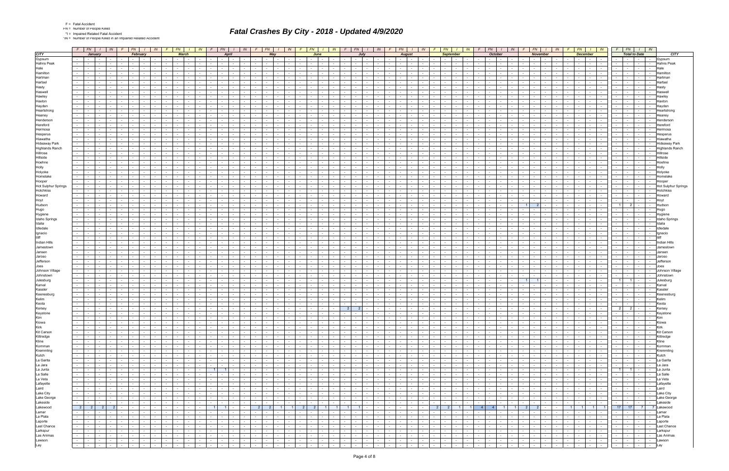F = Fatal Accident
FN = Number of People Killed
*I = Impaired Related Fatal Accident
*IN = Number of People Killed in an Impaired Related Accident

# Fatal Crashes By City - 2018 - Updated 4/9/2020

| CITY | F | FN | I | IN | F | FN | I | IN | F | FN | I | IN | F | FN | I | IN | F | FN | I | IN | F | FN | I | IN | F | FN | I | IN | F | FN | I | IN | F | FN | I | IN | F | FN | I | IN | F | FN | I | IN | F | FN | I | IN | F | FN | I | IN | CITY |
|---|---|---|---|---|---|---|---|---|---|---|---|---|---|---|---|---|---|---|---|---|---|---|---|---|---|---|---|---|---|---|---|---|---|---|---|---|---|---|---|---|---|---|---|---|---|---|---|---|---|---|---|---|---|
| | January | | | | February | | | | March | | | | April | | | | May | | | | June | | | | July | | | | August | | | | September | | | | October | | | | November | | | | December | | | | Total to Date | | | | |
| Gypsum | - | - | - | - | - | - | - | - | - | - | - | - | - | - | - | - | - | - | - | - | - | - | - | - | - | - | - | - | - | - | - | - | - | - | - | - | - | - | - | - | - | - | - | - | - | - | - | - | - | - | - | - | Gypsum |
| Hahns Peak | - | - | - | - | - | - | - | - | - | - | - | - | - | - | - | - | - | - | - | - | - | - | - | - | - | - | - | - | - | - | - | - | - | - | - | - | - | - | - | - | - | - | - | - | - | - | - | - | - | - | - | - | Hahns Peak |
| Hale | - | - | - | - | - | - | - | - | - | - | - | - | - | - | - | - | - | - | - | - | - | - | - | - | - | - | - | - | - | - | - | - | - | - | - | - | - | - | - | - | - | - | - | - | - | - | - | - | - | - | - | - | Hale |
| Hamilton | - | - | - | - | - | - | - | - | - | - | - | - | - | - | - | - | - | - | - | - | - | - | - | - | - | - | - | - | - | - | - | - | - | - | - | - | - | - | - | - | - | - | - | - | - | - | - | - | - | - | - | - | Hamilton |
| Hartman | - | - | - | - | - | - | - | - | - | - | - | - | - | - | - | - | - | - | - | - | - | - | - | - | - | - | - | - | - | - | - | - | - | - | - | - | - | - | - | - | - | - | - | - | - | - | - | - | - | - | - | - | Hartman |
| Hartsel | - | - | - | - | - | - | - | - | - | - | - | - | - | - | - | - | - | - | - | - | - | - | - | - | - | - | - | - | - | - | - | - | - | - | - | - | - | - | - | - | - | - | - | - | - | - | - | - | - | - | - | - | Hartsel |
| Hasty | - | - | - | - | - | - | - | - | - | - | - | - | - | - | - | - | - | - | - | - | - | - | - | - | - | - | - | - | - | - | - | - | - | - | - | - | - | - | - | - | - | - | - | - | - | - | - | - | - | - | - | - | Hasty |
| Haswell | - | - | - | - | - | - | - | - | - | - | - | - | - | - | - | - | - | - | - | - | - | - | - | - | - | - | - | - | - | - | - | - | - | - | - | - | - | - | - | - | - | - | - | - | - | - | - | - | - | - | - | - | Haswell |
| Hawley | - | - | - | - | - | - | - | - | - | - | - | - | - | - | - | - | - | - | - | - | - | - | - | - | - | - | - | - | - | - | - | - | - | - | - | - | - | - | - | - | - | - | - | - | - | - | - | - | - | - | - | - | Hawley |
| Haxton | - | - | - | - | - | - | - | - | - | - | - | - | - | - | - | - | - | - | - | - | - | - | - | - | - | - | - | - | - | - | - | - | - | - | - | - | - | - | - | - | - | - | - | - | - | - | - | - | - | - | - | - | Haxton |
| Hayden | - | - | - | - | - | - | - | - | - | - | - | - | - | - | - | - | - | - | - | - | - | - | - | - | - | - | - | - | - | - | - | - | - | - | - | - | - | - | - | - | - | - | - | - | - | - | - | - | - | - | - | - | Hayden |
| Heartstrong | - | - | - | - | - | - | - | - | - | - | - | - | - | - | - | - | - | - | - | - | - | - | - | - | - | - | - | - | - | - | - | - | - | - | - | - | - | - | - | - | - | - | - | - | - | - | - | - | - | - | - | - | Heartstrong |
| Heaney | - | - | - | - | - | - | - | - | - | - | - | - | - | - | - | - | - | - | - | - | - | - | - | - | - | - | - | - | - | - | - | - | - | - | - | - | - | - | - | - | - | - | - | - | - | - | - | - | - | - | - | - | Heaney |
| Henderson | - | - | - | - | - | - | - | - | - | - | - | - | - | - | - | - | - | - | - | - | - | - | - | - | - | - | - | - | - | - | - | - | - | - | - | - | - | - | - | - | - | - | - | - | - | - | - | - | - | - | - | - | Henderson |
| Hereford | - | - | - | - | - | - | - | - | - | - | - | - | - | - | - | - | - | - | - | - | - | - | - | - | - | - | - | - | - | - | - | - | - | - | - | - | - | - | - | - | - | - | - | - | - | - | - | - | - | - | - | - | Hereford |
| Hermosa | - | - | - | - | - | - | - | - | - | - | - | - | - | - | - | - | - | - | - | - | - | - | - | - | - | - | - | - | - | - | - | - | - | - | - | - | - | - | - | - | - | - | - | - | - | - | - | - | - | - | - | - | Hermosa |
| Hesperus | - | - | - | - | - | - | - | - | - | - | - | - | - | - | - | - | - | - | - | - | - | - | - | - | - | - | - | - | - | - | - | - | - | - | - | - | - | - | - | - | - | - | - | - | - | - | - | - | - | - | - | - | Hesperus |
| Hiawatha | - | - | - | - | - | - | - | - | - | - | - | - | - | - | - | - | - | - | - | - | - | - | - | - | - | - | - | - | - | - | - | - | - | - | - | - | - | - | - | - | - | - | - | - | - | - | - | - | - | - | - | - | Hiawatha |
| Hideaway Park | - | - | - | - | - | - | - | - | - | - | - | - | - | - | - | - | - | - | - | - | - | - | - | - | - | - | - | - | - | - | - | - | - | - | - | - | - | - | - | - | - | - | - | - | - | - | - | - | - | - | - | - | Hideaway Park |
| Highlands Ranch | - | - | - | - | - | - | - | - | - | - | - | - | - | - | - | - | - | - | - | - | - | - | - | - | - | - | - | - | - | - | - | - | - | - | - | - | - | - | - | - | - | - | - | - | - | - | - | - | - | - | - | - | Highlands Ranch |
| Hillrose | - | - | - | - | - | - | - | - | - | - | - | - | - | - | - | - | - | - | - | - | - | - | - | - | - | - | - | - | - | - | - | - | - | - | - | - | - | - | - | - | - | - | - | - | - | - | - | - | - | - | - | - | Hillrose |
| Hillside | - | - | - | - | - | - | - | - | - | - | - | - | - | - | - | - | - | - | - | - | - | - | - | - | - | - | - | - | - | - | - | - | - | - | - | - | - | - | - | - | - | - | - | - | - | - | - | - | - | - | - | - | Hillside |
| Hoehne | - | - | - | - | - | - | - | - | - | - | - | - | - | - | - | - | - | - | - | - | - | - | - | - | - | - | - | - | - | - | - | - | - | - | - | - | - | - | - | - | - | - | - | - | - | - | - | - | - | - | - | - | Hoehne |
| Holly | - | - | - | - | - | - | - | - | - | - | - | - | - | - | - | - | - | - | - | - | - | - | - | - | - | - | - | - | - | - | - | - | - | - | - | - | - | - | - | - | - | - | - | - | - | - | - | - | - | - | - | - | Holly |
| Holyoke | - | - | - | - | - | - | - | - | - | - | - | - | - | - | - | - | - | - | - | - | - | - | - | - | - | - | - | - | - | - | - | - | - | - | - | - | - | - | - | - | - | - | - | - | - | - | - | - | - | - | - | - | Holyoke |
| Homelake | - | - | - | - | - | - | - | - | - | - | - | - | - | - | - | - | - | - | - | - | - | - | - | - | - | - | - | - | - | - | - | - | - | - | - | - | - | - | - | - | - | - | - | - | - | - | - | - | - | - | - | - | Homelake |
| Hooper | - | - | - | - | - | - | - | - | - | - | - | - | - | - | - | - | - | - | - | - | - | - | - | - | - | - | - | - | - | - | - | - | - | - | - | - | - | - | - | - | - | - | - | - | - | - | - | - | - | - | - | - | Hooper |
| Hot Sulphur Springs | - | - | - | - | - | - | - | - | - | - | - | - | - | - | - | - | - | - | - | - | - | - | - | - | - | - | - | - | - | - | - | - | - | - | - | - | - | - | - | - | - | - | - | - | - | - | - | - | - | - | - | - | Hot Sulphur Springs |
| Hotchkiss | - | - | - | - | - | - | - | - | - | - | - | - | - | - | - | - | - | - | - | - | - | - | - | - | - | - | - | - | - | - | - | - | - | - | - | - | - | - | - | - | - | - | - | - | - | - | - | - | - | - | - | - | Hotchkiss |
| Howard | - | - | - | - | - | - | - | - | - | - | - | - | - | - | - | - | - | - | - | - | - | - | - | - | - | - | - | - | - | - | - | - | - | - | - | - | - | - | - | - | - | - | - | - | - | - | - | - | - | - | - | - | Howard |
| Hoyt | - | - | - | - | - | - | - | - | - | - | - | - | - | - | - | - | - | - | - | - | - | - | - | - | - | - | - | - | - | - | - | - | - | - | - | - | - | - | - | - | - | - | - | - | - | - | - | - | - | - | - | - | Hoyt |
| Hudson | - | - | - | - | - | - | - | - | - | - | - | - | - | - | - | - | - | - | - | - | - | - | - | - | - | - | - | - | - | - | - | - | - | - | - | - | - | - | - | - | 1 | 2 | - | - | - | - | - | - | 1 | 2 | - | - | Hudson |
| Hugo | - | - | - | - | - | - | - | - | - | - | - | - | - | - | - | - | - | - | - | - | - | - | - | - | - | - | - | - | - | - | - | - | - | - | - | - | - | - | - | - | - | - | - | - | - | - | - | - | - | - | - | - | Hugo |
| Hygiene | - | - | - | - | - | - | - | - | - | - | - | - | - | - | - | - | - | - | - | - | - | - | - | - | - | - | - | - | - | - | - | - | - | - | - | - | - | - | - | - | - | - | - | - | - | - | - | - | - | - | - | - | Hygiene |
| Idaho Springs | - | - | - | - | - | - | - | - | - | - | - | - | - | - | - | - | - | - | - | - | - | - | - | - | - | - | - | - | - | - | - | - | - | - | - | - | - | - | - | - | - | - | - | - | - | - | - | - | - | - | - | - | Idaho Springs |
| Idalia | - | - | - | - | - | - | - | - | - | - | - | - | - | - | - | - | - | - | - | - | - | - | - | - | - | - | - | - | - | - | - | - | - | - | - | - | - | - | - | - | - | - | - | - | - | - | - | - | - | - | - | - | Idalia |
| Idledale | - | - | - | - | - | - | - | - | - | - | - | - | - | - | - | - | - | - | - | - | - | - | - | - | - | - | - | - | - | - | - | - | - | - | - | - | - | - | - | - | - | - | - | - | - | - | - | - | - | - | - | - | Idledale |
| Ignacio | - | - | - | - | - | - | - | - | - | - | - | - | - | - | - | - | - | - | - | - | - | - | - | - | - | - | - | - | - | - | - | - | - | - | - | - | - | - | - | - | - | - | - | - | - | - | - | - | - | - | - | - | Ignacio |
| Iliff | - | - | - | - | - | - | - | - | - | - | - | - | - | - | - | - | - | - | - | - | - | - | - | - | - | - | - | - | - | - | - | - | - | - | - | - | - | - | - | - | - | - | - | - | - | - | - | - | - | - | - | - | Iliff |
| Indian Hills | - | - | - | - | - | - | - | - | - | - | - | - | - | - | - | - | - | - | - | - | - | - | - | - | - | - | - | - | - | - | - | - | - | - | - | - | - | - | - | - | - | - | - | - | - | - | - | - | - | - | - | - | Indian Hills |
| Jamestown | - | - | - | - | - | - | - | - | - | - | - | - | - | - | - | - | - | - | - | - | - | - | - | - | - | - | - | - | - | - | - | - | - | - | - | - | - | - | - | - | - | - | - | - | - | - | - | - | - | - | - | - | Jamestown |
| Jansen | - | - | - | - | - | - | - | - | - | - | - | - | - | - | - | - | - | - | - | - | - | - | - | - | - | - | - | - | - | - | - | - | - | - | - | - | - | - | - | - | - | - | - | - | - | - | - | - | - | - | - | - | Jansen |
| Jaroso | - | - | - | - | - | - | - | - | - | - | - | - | - | - | - | - | - | - | - | - | - | - | - | - | - | - | - | - | - | - | - | - | - | - | - | - | - | - | - | - | - | - | - | - | - | - | - | - | - | - | - | - | Jaroso |
| Jefferson | - | - | - | - | - | - | - | - | - | - | - | - | - | - | - | - | - | - | - | - | - | - | - | - | - | - | - | - | - | - | - | - | - | - | - | - | - | - | - | - | - | - | - | - | - | - | - | - | - | - | - | - | Jefferson |
| Joes | - | - | - | - | - | - | - | - | - | - | - | - | - | - | - | - | - | - | - | - | - | - | - | - | - | - | - | - | - | - | - | - | - | - | - | - | - | - | - | - | - | - | - | - | - | - | - | - | - | - | - | - | Joes |
| Johnson Village | - | - | - | - | - | - | - | - | - | - | - | - | - | - | - | - | - | - | - | - | - | - | - | - | - | - | - | - | - | - | - | - | - | - | - | - | - | - | - | - | - | - | - | - | - | - | - | - | - | - | - | - | Johnson Village |
| Johnstown | - | - | - | - | - | - | - | - | - | - | - | - | - | - | - | - | - | - | - | - | - | - | - | - | - | - | - | - | - | - | - | - | - | - | - | - | - | - | - | - | - | - | - | - | - | - | - | - | - | - | - | - | Johnstown |
| Julesburg | - | - | - | - | - | - | - | - | - | - | - | - | - | - | - | - | - | - | - | - | - | - | - | - | - | - | - | - | - | - | - | - | - | - | - | - | - | - | - | - | 1 | 1 | - | - | - | - | - | - | 1 | 1 | - | - | Julesburg |
| Karval | - | - | - | - | - | - | - | - | - | - | - | - | - | - | - | - | - | - | - | - | - | - | - | - | - | - | - | - | - | - | - | - | - | - | - | - | - | - | - | - | - | - | - | - | - | - | - | - | - | - | - | - | Karval |
| Kassler | - | - | - | - | - | - | - | - | - | - | - | - | - | - | - | - | - | - | - | - | - | - | - | - | - | - | - | - | - | - | - | - | - | - | - | - | - | - | - | - | - | - | - | - | - | - | - | - | - | - | - | - | Kassler |
| Keenesburg | - | - | - | - | - | - | - | - | - | - | - | - | - | - | - | - | - | - | - | - | - | - | - | - | - | - | - | - | - | - | - | - | - | - | - | - | - | - | - | - | - | - | - | - | - | - | - | - | - | - | - | - | Keenesburg |
| Kelim | - | - | - | - | - | - | - | - | - | - | - | - | - | - | - | - | - | - | - | - | - | - | - | - | - | - | - | - | - | - | - | - | - | - | - | - | - | - | - | - | - | - | - | - | - | - | - | - | - | - | - | - | Kelim |
| Keota | - | - | - | - | - | - | - | - | - | - | - | - | - | - | - | - | - | - | - | - | - | - | - | - | - | - | - | - | - | - | - | - | - | - | - | - | - | - | - | - | - | - | - | - | - | - | - | - | - | - | - | - | Keota |
| Kersey | - | - | - | - | - | - | - | - | - | - | - | - | - | - | - | - | - | - | - | - | - | - | - | - | 2 | 2 | - | - | - | - | - | - | - | - | - | - | - | - | - | - | - | - | - | - | - | - | - | - | 2 | 2 | - | - | Kersey |
| Keystone | - | - | - | - | - | - | - | - | - | - | - | - | - | - | - | - | - | - | - | - | - | - | - | - | - | - | - | - | - | - | - | - | - | - | - | - | - | - | - | - | - | - | - | - | - | - | - | - | - | - | - | - | Keystone |
| Kim | - | - | - | - | - | - | - | - | - | - | - | - | - | - | - | - | - | - | - | - | - | - | - | - | - | - | - | - | - | - | - | - | - | - | - | - | - | - | - | - | - | - | - | - | - | - | - | - | - | - | - | - | Kim |
| Kiowa | - | - | - | - | - | - | - | - | - | - | - | - | - | - | - | - | - | - | - | - | - | - | - | - | - | - | - | - | - | - | - | - | - | - | - | - | - | - | - | - | - | - | - | - | - | - | - | - | - | - | - | - | Kiowa |
| Kirk | - | - | - | - | - | - | - | - | - | - | - | - | - | - | - | - | - | - | - | - | - | - | - | - | - | - | - | - | - | - | - | - | - | - | - | - | - | - | - | - | - | - | - | - | - | - | - | - | - | - | - | - | Kirk |
| Kit Carson | - | - | - | - | - | - | - | - | - | - | - | - | - | - | - | - | - | - | - | - | - | - | - | - | - | - | - | - | - | - | - | - | - | - | - | - | - | - | - | - | - | - | - | - | - | - | - | - | - | - | - | - | Kit Carson |
| Kittredge | - | - | - | - | - | - | - | - | - | - | - | - | - | - | - | - | - | - | - | - | - | - | - | - | - | - | - | - | - | - | - | - | - | - | - | - | - | - | - | - | - | - | - | - | - | - | - | - | - | - | - | - | Kittredge |
| Kline | - | - | - | - | - | - | - | - | - | - | - | - | - | - | - | - | - | - | - | - | - | - | - | - | - | - | - | - | - | - | - | - | - | - | - | - | - | - | - | - | - | - | - | - | - | - | - | - | - | - | - | - | Kline |
| Kornman | - | - | - | - | - | - | - | - | - | - | - | - | - | - | - | - | - | - | - | - | - | - | - | - | - | - | - | - | - | - | - | - | - | - | - | - | - | - | - | - | - | - | - | - | - | - | - | - | - | - | - | - | Kornman |
| Kremmling | - | - | - | - | - | - | - | - | - | - | - | - | - | - | - | - | - | - | - | - | - | - | - | - | - | - | - | - | - | - | - | - | - | - | - | - | - | - | - | - | - | - | - | - | - | - | - | - | - | - | - | - | Kremmling |
| Kutch | - | - | - | - | - | - | - | - | - | - | - | - | - | - | - | - | - | - | - | - | - | - | - | - | - | - | - | - | - | - | - | - | - | - | - | - | - | - | - | - | - | - | - | - | - | - | - | - | - | - | - | - | Kutch |
| La Garita | - | - | - | - | - | - | - | - | - | - | - | - | - | - | - | - | - | - | - | - | - | - | - | - | - | - | - | - | - | - | - | - | - | - | - | - | - | - | - | - | - | - | - | - | - | - | - | - | - | - | - | - | La Garita |
| La Jara | - | - | - | - | - | - | - | - | - | - | - | - | - | - | - | - | - | - | - | - | - | - | - | - | - | - | - | - | - | - | - | - | - | - | - | - | - | - | - | - | - | - | - | - | - | - | - | - | - | - | - | - | La Jara |
| La Junta | - | - | - | - | - | - | - | - | - | - | - | - | 1 | 1 | - | - | - | - | - | - | - | - | - | - | - | - | - | - | - | - | - | - | - | - | - | - | - | - | - | - | - | - | - | - | - | - | - | - | 1 | 1 | - | - | La Junta |
| La Salle | - | - | - | - | - | - | - | - | - | - | - | - | - | - | - | - | - | - | - | - | - | - | - | - | - | - | - | - | - | - | - | - | - | - | - | - | - | - | - | - | - | - | - | - | - | - | - | - | - | - | - | - | La Salle |
| La Veta | - | - | - | - | - | - | - | - | - | - | - | - | - | - | - | - | - | - | - | - | - | - | - | - | - | - | - | - | - | - | - | - | - | - | - | - | - | - | - | - | - | - | - | - | - | - | - | - | - | - | - | - | La Veta |
| Lafayette | - | - | - | - | - | - | - | - | - | - | - | - | - | - | - | - | - | - | - | - | - | - | - | - | - | - | - | - | - | - | - | - | - | - | - | - | - | - | - | - | - | - | - | - | - | - | - | - | - | - | - | - | Lafayette |
| Laird | - | - | - | - | - | - | - | - | - | - | - | - | - | - | - | - | - | - | - | - | - | - | - | - | - | - | - | - | - | - | - | - | - | - | - | - | - | - | - | - | - | - | - | - | - | - | - | - | - | - | - | - | Laird |
| Lake City | - | - | - | - | - | - | - | - | - | - | - | - | - | - | - | - | - | - | - | - | - | - | - | - | - | - | - | - | - | - | - | - | - | - | - | - | - | - | - | - | - | - | - | - | - | - | - | - | - | - | - | - | Lake City |
| Lake George | - | - | - | - | - | - | - | - | - | - | - | - | - | - | - | - | - | - | - | - | - | - | - | - | - | - | - | - | - | - | - | - | - | - | - | - | - | - | - | - | - | - | - | - | - | - | - | - | - | - | - | - | Lake George |
| Lakeside | - | - | - | - | - | - | - | - | - | - | - | - | - | - | - | - | - | - | - | - | - | - | - | - | - | - | - | - | - | - | - | - | - | - | - | - | - | - | - | - | - | - | - | - | - | - | - | - | - | - | - | - | Lakeside |
| Lakewood | 2 | 2 | 2 | 2 | - | - | - | - | - | - | - | - | 1 | 1 | - | - | 2 | 2 | 1 | 1 | 2 | 2 | 1 | 1 | 1 | 1 | - | - | - | - | - | - | 2 | 2 | 1 | 1 | 4 | 4 | 1 | 1 | 2 | 2 | - | - | 1 | 1 | 1 | 1 | 17 | 17 | 7 | 7 | Lakewood |
| Lamar | - | - | - | - | - | - | - | - | - | - | - | - | - | - | - | - | - | - | - | - | - | - | - | - | - | - | - | - | - | - | - | - | - | - | - | - | - | - | - | - | - | - | - | - | - | - | - | - | - | - | - | - | Lamar |
| La Plata | - | - | - | - | - | - | - | - | - | - | - | - | - | - | - | - | - | - | - | - | - | - | - | - | - | - | - | - | - | - | - | - | - | - | - | - | - | - | - | - | - | - | - | - | - | - | - | - | - | - | - | - | La Plata |
| Laporte | - | - | - | - | - | - | - | - | - | - | - | - | - | - | - | - | - | - | - | - | - | - | - | - | - | - | - | - | - | - | - | - | - | - | - | - | - | - | - | - | - | - | - | - | - | - | - | - | - | - | - | - | Laporte |
| Last Chance | - | - | - | - | - | - | - | - | - | - | - | - | - | - | - | - | - | - | - | - | - | - | - | - | - | - | - | - | - | - | - | - | - | - | - | - | - | - | - | - | - | - | - | - | - | - | - | - | - | - | - | - | Last Chance |
| Larkspur | - | - | - | - | - | - | - | - | - | - | - | - | - | - | - | - | - | - | - | - | - | - | - | - | - | - | - | - | - | - | - | - | - | - | - | - | - | - | - | - | - | - | - | - | - | - | - | - | - | - | - | - | Larkspur |
| Las Animas | - | - | - | - | - | - | - | - | - | - | - | - | - | - | - | - | - | - | - | - | - | - | - | - | - | - | - | - | - | - | - | - | - | - | - | - | - | - | - | - | - | - | - | - | - | - | - | - | - | - | - | - | Las Animas |
| Lawson | - | - | - | - | - | - | - | - | - | - | - | - | - | - | - | - | - | - | - | - | - | - | - | - | - | - | - | - | - | - | - | - | - | - | - | - | - | - | - | - | - | - | - | - | - | - | - | - | - | - | - | - | Lawson |
| Lay | - | - | - | - | - | - | - | - | - | - | - | - | - | - | - | - | - | - | - | - | - | - | - | - | - | - | - | - | - | - | - | - | - | - | - | - | - | - | - | - | - | - | - | - | - | - | - | - | - | - | - | - | Lay |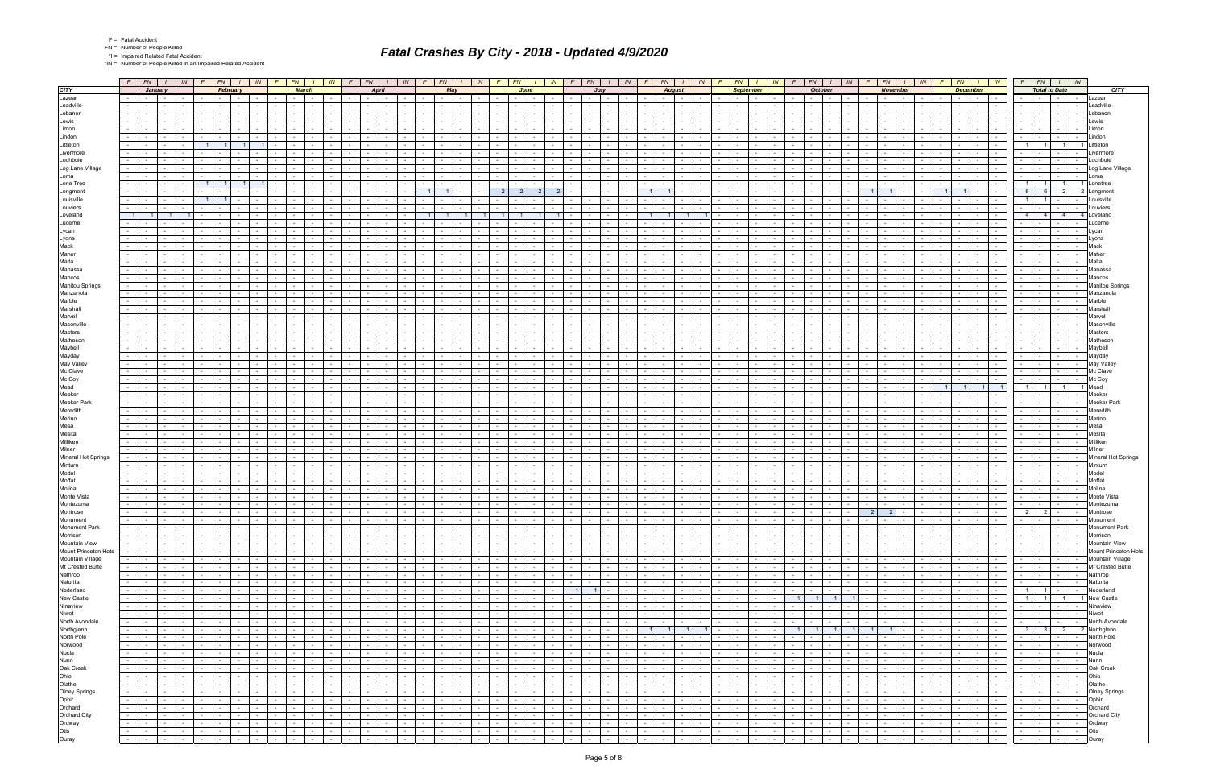F = Fatal Accident
FN = Number of People Killed
*I = Impaired Related Fatal Accident
*IN = Number of People Killed in an Impaired Related Accident

# *Fatal Crashes By City - 2018 - Updated 4/9/2020*

| CITY | January | | | | February | | | | March | | | | April | | | | May | | | | June | | | | July | | | | August | | | | September | | | | October | | | | November | | | | December | | | | Total to Date | | | | CITY |
|---|---|---|---|---|---|---|---|---|---|---|---|---|---|---|---|---|---|---|---|---|---|---|---|---|---|---|---|---|---|---|---|---|---|---|---|---|---|---|---|---|---|---|---|---|---|---|---|---|---|---|---|---|---|
| | F | FN | I | IN | F | FN | I | IN | F | FN | I | IN | F | FN | I | IN | F | FN | I | IN | F | FN | I | IN | F | FN | I | IN | F | FN | I | IN | F | FN | I | IN | F | FN | I | IN | F | FN | I | IN | F | FN | I | IN | F | FN | I | IN | |
| Lazear | - | - | - | - | - | - | - | - | - | - | - | - | - | - | - | - | - | - | - | - | - | - | - | - | - | - | - | - | - | - | - | - | - | - | - | - | - | - | - | - | - | - | - | - | - | - | - | - | - | - | - | - | Lazear |
| Leadville | - | - | - | - | - | - | - | - | - | - | - | - | - | - | - | - | - | - | - | - | - | - | - | - | - | - | - | - | - | - | - | - | - | - | - | - | - | - | - | - | - | - | - | - | - | - | - | - | - | - | - | - | Leadville |
| Lebanon | - | - | - | - | - | - | - | - | - | - | - | - | - | - | - | - | - | - | - | - | - | - | - | - | - | - | - | - | - | - | - | - | - | - | - | - | - | - | - | - | - | - | - | - | - | - | - | - | - | - | - | - | Lebanon |
| Lewis | - | - | - | - | - | - | - | - | - | - | - | - | - | - | - | - | - | - | - | - | - | - | - | - | - | - | - | - | - | - | - | - | - | - | - | - | - | - | - | - | - | - | - | - | - | - | - | - | - | - | - | - | Lewis |
| Limon | - | - | - | - | - | - | - | - | - | - | - | - | - | - | - | - | - | - | - | - | - | - | - | - | - | - | - | - | - | - | - | - | - | - | - | - | - | - | - | - | - | - | - | - | - | - | - | - | - | - | - | - | Limon |
| Lindon | - | - | - | - | - | - | - | - | - | - | - | - | - | - | - | - | - | - | - | - | - | - | - | - | - | - | - | - | - | - | - | - | - | - | - | - | - | - | - | - | - | - | - | - | - | - | - | - | - | - | - | - | Lindon |
| Littleton | - | - | - | - | 1 | 1 | 1 | 1 | - | - | - | - | - | - | - | - | - | - | - | - | - | - | - | - | - | - | - | - | - | - | - | - | - | - | - | - | - | - | - | - | - | - | - | - | - | - | - | - | 1 | 1 | 1 | 1 | Littleton |
| Livermore | - | - | - | - | - | - | - | - | - | - | - | - | - | - | - | - | - | - | - | - | - | - | - | - | - | - | - | - | - | - | - | - | - | - | - | - | - | - | - | - | - | - | - | - | - | - | - | - | - | - | - | - | Livermore |
| Lochbuie | - | - | - | - | - | - | - | - | - | - | - | - | - | - | - | - | - | - | - | - | - | - | - | - | - | - | - | - | - | - | - | - | - | - | - | - | - | - | - | - | - | - | - | - | - | - | - | - | - | - | - | - | Lochbuie |
| Log Lane Village | - | - | - | - | - | - | - | - | - | - | - | - | - | - | - | - | - | - | - | - | - | - | - | - | - | - | - | - | - | - | - | - | - | - | - | - | - | - | - | - | - | - | - | - | - | - | - | - | - | - | - | - | Log Lane Village |
| Loma | - | - | - | - | - | - | - | - | - | - | - | - | - | - | - | - | - | - | - | - | - | - | - | - | - | - | - | - | - | - | - | - | - | - | - | - | - | - | - | - | - | - | - | - | - | - | - | - | - | - | - | - | Loma |
| Lone Tree | - | - | - | - | 1 | 1 | 1 | 1 | - | - | - | - | - | - | - | - | - | - | - | - | - | - | - | - | - | - | - | - | - | - | - | - | - | - | - | - | - | - | - | - | - | - | - | - | - | - | - | - | 1 | 1 | 1 | 1 | Lonetree |
| Longmont | - | - | - | - | - | - | - | - | - | - | - | - | - | - | - | - | 1 | 1 | - | - | 2 | 2 | 2 | 2 | - | - | - | - | 1 | 1 | - | - | - | - | - | - | - | - | - | - | 1 | 1 | - | - | 1 | 1 | - | - | 6 | 6 | 2 | 2 | Longmont |
| Louisville | - | - | - | - | 1 | 1 | - | - | - | - | - | - | - | - | - | - | - | - | - | - | - | - | - | - | - | - | - | - | - | - | - | - | - | - | - | - | - | - | - | - | - | - | - | - | - | - | - | - | 1 | 1 | - | - | Louisville |
| Louviers | - | - | - | - | - | - | - | - | - | - | - | - | - | - | - | - | - | - | - | - | - | - | - | - | - | - | - | - | - | - | - | - | - | - | - | - | - | - | - | - | - | - | - | - | - | - | - | - | - | - | - | - | Louviers |
| Loveland | 1 | 1 | 1 | 1 | - | - | - | - | - | - | - | - | - | - | - | - | 1 | 1 | 1 | 1 | 1 | 1 | 1 | 1 | - | - | - | - | 1 | 1 | 1 | 1 | - | - | - | - | - | - | - | - | - | - | - | - | - | - | - | - | 4 | 4 | 4 | 4 | Loveland |
| Lucerne | - | - | - | - | - | - | - | - | - | - | - | - | - | - | - | - | - | - | - | - | - | - | - | - | - | - | - | - | - | - | - | - | - | - | - | - | - | - | - | - | - | - | - | - | - | - | - | - | - | - | - | - | Lucerne |
| Lycan | - | - | - | - | - | - | - | - | - | - | - | - | - | - | - | - | - | - | - | - | - | - | - | - | - | - | - | - | - | - | - | - | - | - | - | - | - | - | - | - | - | - | - | - | - | - | - | - | - | - | - | - | Lycan |
| Lyons | - | - | - | - | - | - | - | - | - | - | - | - | - | - | - | - | - | - | - | - | - | - | - | - | - | - | - | - | - | - | - | - | - | - | - | - | - | - | - | - | - | - | - | - | - | - | - | - | - | - | - | - | Lyons |
| Mack | - | - | - | - | - | - | - | - | - | - | - | - | - | - | - | - | - | - | - | - | - | - | - | - | - | - | - | - | - | - | - | - | - | - | - | - | - | - | - | - | - | - | - | - | - | - | - | - | - | - | - | - | Mack |
| Maher | - | - | - | - | - | - | - | - | - | - | - | - | - | - | - | - | - | - | - | - | - | - | - | - | - | - | - | - | - | - | - | - | - | - | - | - | - | - | - | - | - | - | - | - | - | - | - | - | - | - | - | - | Maher |
| Malta | - | - | - | - | - | - | - | - | - | - | - | - | - | - | - | - | - | - | - | - | - | - | - | - | - | - | - | - | - | - | - | - | - | - | - | - | - | - | - | - | - | - | - | - | - | - | - | - | - | - | - | - | Malta |
| Manassa | - | - | - | - | - | - | - | - | - | - | - | - | - | - | - | - | - | - | - | - | - | - | - | - | - | - | - | - | - | - | - | - | - | - | - | - | - | - | - | - | - | - | - | - | - | - | - | - | - | - | - | - | Manassa |
| Mancos | - | - | - | - | - | - | - | - | - | - | - | - | - | - | - | - | - | - | - | - | - | - | - | - | - | - | - | - | - | - | - | - | - | - | - | - | - | - | - | - | - | - | - | - | - | - | - | - | - | - | - | - | Mancos |
| Manitou Springs | - | - | - | - | - | - | - | - | - | - | - | - | - | - | - | - | - | - | - | - | - | - | - | - | - | - | - | - | - | - | - | - | - | - | - | - | - | - | - | - | - | - | - | - | - | - | - | - | - | - | - | - | Manitou Springs |
| Manzanola | - | - | - | - | - | - | - | - | - | - | - | - | - | - | - | - | - | - | - | - | - | - | - | - | - | - | - | - | - | - | - | - | - | - | - | - | - | - | - | - | - | - | - | - | - | - | - | - | - | - | - | - | Manzanola |
| Marble | - | - | - | - | - | - | - | - | - | - | - | - | - | - | - | - | - | - | - | - | - | - | - | - | - | - | - | - | - | - | - | - | - | - | - | - | - | - | - | - | - | - | - | - | - | - | - | - | - | - | - | - | Marble |
| Marshall | - | - | - | - | - | - | - | - | - | - | - | - | - | - | - | - | - | - | - | - | - | - | - | - | - | - | - | - | - | - | - | - | - | - | - | - | - | - | - | - | - | - | - | - | - | - | - | - | - | - | - | - | Marshall |
| Marvel | - | - | - | - | - | - | - | - | - | - | - | - | - | - | - | - | - | - | - | - | - | - | - | - | - | - | - | - | - | - | - | - | - | - | - | - | - | - | - | - | - | - | - | - | - | - | - | - | - | - | - | - | Marvel |
| Masonville | - | - | - | - | - | - | - | - | - | - | - | - | - | - | - | - | - | - | - | - | - | - | - | - | - | - | - | - | - | - | - | - | - | - | - | - | - | - | - | - | - | - | - | - | - | - | - | - | - | - | - | - | Masonville |
| Masters | - | - | - | - | - | - | - | - | - | - | - | - | - | - | - | - | - | - | - | - | - | - | - | - | - | - | - | - | - | - | - | - | - | - | - | - | - | - | - | - | - | - | - | - | - | - | - | - | - | - | - | - | Masters |
| Matheson | - | - | - | - | - | - | - | - | - | - | - | - | - | - | - | - | - | - | - | - | - | - | - | - | - | - | - | - | - | - | - | - | - | - | - | - | - | - | - | - | - | - | - | - | - | - | - | - | - | - | - | - | Matheson |
| Maybell | - | - | - | - | - | - | - | - | - | - | - | - | - | - | - | - | - | - | - | - | - | - | - | - | - | - | - | - | - | - | - | - | - | - | - | - | - | - | - | - | - | - | - | - | - | - | - | - | - | - | - | - | Maybell |
| Mayday | - | - | - | - | - | - | - | - | - | - | - | - | - | - | - | - | - | - | - | - | - | - | - | - | - | - | - | - | - | - | - | - | - | - | - | - | - | - | - | - | - | - | - | - | - | - | - | - | - | - | - | - | Mayday |
| May Valley | - | - | - | - | - | - | - | - | - | - | - | - | - | - | - | - | - | - | - | - | - | - | - | - | - | - | - | - | - | - | - | - | - | - | - | - | - | - | - | - | - | - | - | - | - | - | - | - | - | - | - | - | May Valley |
| Mc Clave | - | - | - | - | - | - | - | - | - | - | - | - | - | - | - | - | - | - | - | - | - | - | - | - | - | - | - | - | - | - | - | - | - | - | - | - | - | - | - | - | - | - | - | - | - | - | - | - | - | - | - | - | Mc Clave |
| Mc Coy | - | - | - | - | - | - | - | - | - | - | - | - | - | - | - | - | - | - | - | - | - | - | - | - | - | - | - | - | - | - | - | - | - | - | - | - | - | - | - | - | - | - | - | - | - | - | - | - | - | - | - | - | Mc Coy |
| Mead | - | - | - | - | - | - | - | - | - | - | - | - | - | - | - | - | - | - | - | - | - | - | - | - | - | - | - | - | - | - | - | - | - | - | - | - | - | - | - | - | - | - | - | - | 1 | 1 | 1 | 1 | 1 | 1 | 1 | 1 | Mead |
| Meeker | - | - | - | - | - | - | - | - | - | - | - | - | - | - | - | - | - | - | - | - | - | - | - | - | - | - | - | - | - | - | - | - | - | - | - | - | - | - | - | - | - | - | - | - | - | - | - | - | - | - | - | - | Meeker |
| Meeker Park | - | - | - | - | - | - | - | - | - | - | - | - | - | - | - | - | - | - | - | - | - | - | - | - | - | - | - | - | - | - | - | - | - | - | - | - | - | - | - | - | - | - | - | - | - | - | - | - | - | - | - | - | Meeker Park |
| Meredith | - | - | - | - | - | - | - | - | - | - | - | - | - | - | - | - | - | - | - | - | - | - | - | - | - | - | - | - | - | - | - | - | - | - | - | - | - | - | - | - | - | - | - | - | - | - | - | - | - | - | - | - | Meredith |
| Merino | - | - | - | - | - | - | - | - | - | - | - | - | - | - | - | - | - | - | - | - | - | - | - | - | - | - | - | - | - | - | - | - | - | - | - | - | - | - | - | - | - | - | - | - | - | - | - | - | - | - | - | - | Merino |
| Mesa | - | - | - | - | - | - | - | - | - | - | - | - | - | - | - | - | - | - | - | - | - | - | - | - | - | - | - | - | - | - | - | - | - | - | - | - | - | - | - | - | - | - | - | - | - | - | - | - | - | - | - | - | Mesa |
| Mesita | - | - | - | - | - | - | - | - | - | - | - | - | - | - | - | - | - | - | - | - | - | - | - | - | - | - | - | - | - | - | - | - | - | - | - | - | - | - | - | - | - | - | - | - | - | - | - | - | - | - | - | - | Mesita |
| Milliken | - | - | - | - | - | - | - | - | - | - | - | - | - | - | - | - | - | - | - | - | - | - | - | - | - | - | - | - | - | - | - | - | - | - | - | - | - | - | - | - | - | - | - | - | - | - | - | - | - | - | - | - | Milliken |
| Milner | - | - | - | - | - | - | - | - | - | - | - | - | - | - | - | - | - | - | - | - | - | - | - | - | - | - | - | - | - | - | - | - | - | - | - | - | - | - | - | - | - | - | - | - | - | - | - | - | - | - | - | - | Milner |
| Mineral Hot Springs | - | - | - | - | - | - | - | - | - | - | - | - | - | - | - | - | - | - | - | - | - | - | - | - | - | - | - | - | - | - | - | - | - | - | - | - | - | - | - | - | - | - | - | - | - | - | - | - | - | - | - | - | Mineral Hot Springs |
| Minturn | - | - | - | - | - | - | - | - | - | - | - | - | - | - | - | - | - | - | - | - | - | - | - | - | - | - | - | - | - | - | - | - | - | - | - | - | - | - | - | - | - | - | - | - | - | - | - | - | - | - | - | - | Minturn |
| Model | - | - | - | - | - | - | - | - | - | - | - | - | - | - | - | - | - | - | - | - | - | - | - | - | - | - | - | - | - | - | - | - | - | - | - | - | - | - | - | - | - | - | - | - | - | - | - | - | - | - | - | - | Model |
| Moffat | - | - | - | - | - | - | - | - | - | - | - | - | - | - | - | - | - | - | - | - | - | - | - | - | - | - | - | - | - | - | - | - | - | - | - | - | - | - | - | - | - | - | - | - | - | - | - | - | - | - | - | - | Moffat |
| Molina | - | - | - | - | - | - | - | - | - | - | - | - | - | - | - | - | - | - | - | - | - | - | - | - | - | - | - | - | - | - | - | - | - | - | - | - | - | - | - | - | - | - | - | - | - | - | - | - | - | - | - | - | Molina |
| Monte Vista | - | - | - | - | - | - | - | - | - | - | - | - | - | - | - | - | - | - | - | - | - | - | - | - | - | - | - | - | - | - | - | - | - | - | - | - | - | - | - | - | - | - | - | - | - | - | - | - | - | - | - | - | Monte Vista |
| Montezuma | - | - | - | - | - | - | - | - | - | - | - | - | - | - | - | - | - | - | - | - | - | - | - | - | - | - | - | - | - | - | - | - | - | - | - | - | - | - | - | - | - | - | - | - | - | - | - | - | - | - | - | - | Montezuma |
| Montrose | - | - | - | - | - | - | - | - | - | - | - | - | - | - | - | - | - | - | - | - | - | - | - | - | - | - | - | - | - | - | - | - | - | - | - | - | - | - | - | - | 2 | 2 | - | - | - | - | - | - | 2 | 2 | - | - | Montrose |
| Monument | - | - | - | - | - | - | - | - | - | - | - | - | - | - | - | - | - | - | - | - | - | - | - | - | - | - | - | - | - | - | - | - | - | - | - | - | - | - | - | - | - | - | - | - | - | - | - | - | - | - | - | - | Monument |
| Monument Park | - | - | - | - | - | - | - | - | - | - | - | - | - | - | - | - | - | - | - | - | - | - | - | - | - | - | - | - | - | - | - | - | - | - | - | - | - | - | - | - | - | - | - | - | - | - | - | - | - | - | - | - | Monument Park |
| Morrison | - | - | - | - | - | - | - | - | - | - | - | - | - | - | - | - | - | - | - | - | - | - | - | - | - | - | - | - | - | - | - | - | - | - | - | - | - | - | - | - | - | - | - | - | - | - | - | - | - | - | - | - | Morrison |
| Mountain View | - | - | - | - | - | - | - | - | - | - | - | - | - | - | - | - | - | - | - | - | - | - | - | - | - | - | - | - | - | - | - | - | - | - | - | - | - | - | - | - | - | - | - | - | - | - | - | - | - | - | - | - | Mountain View |
| Mount Princeton Hots | - | - | - | - | - | - | - | - | - | - | - | - | - | - | - | - | - | - | - | - | - | - | - | - | - | - | - | - | - | - | - | - | - | - | - | - | - | - | - | - | - | - | - | - | - | - | - | - | - | - | - | - | Mount Princeton Hots |
| Mountain Village | - | - | - | - | - | - | - | - | - | - | - | - | - | - | - | - | - | - | - | - | - | - | - | - | - | - | - | - | - | - | - | - | - | - | - | - | - | - | - | - | - | - | - | - | - | - | - | - | - | - | - | - | Mountain Village |
| Mt Crested Butte | - | - | - | - | - | - | - | - | - | - | - | - | - | - | - | - | - | - | - | - | - | - | - | - | - | - | - | - | - | - | - | - | - | - | - | - | - | - | - | - | - | - | - | - | - | - | - | - | - | - | - | - | Mt Crested Butte |
| Nathrop | - | - | - | - | - | - | - | - | - | - | - | - | - | - | - | - | - | - | - | - | - | - | - | - | - | - | - | - | - | - | - | - | - | - | - | - | - | - | - | - | - | - | - | - | - | - | - | - | - | - | - | - | Nathrop |
| Naturita | - | - | - | - | - | - | - | - | - | - | - | - | - | - | - | - | - | - | - | - | - | - | - | - | - | - | - | - | - | - | - | - | - | - | - | - | - | - | - | - | - | - | - | - | - | - | - | - | - | - | - | - | Naturita |
| Nederland | - | - | - | - | - | - | - | - | - | - | - | - | - | - | - | - | - | - | - | - | - | - | - | - | 1 | 1 | - | - | - | - | - | - | - | - | - | - | - | - | - | - | - | - | - | - | - | - | - | - | 1 | 1 | - | - | Nederland |
| New Castle | - | - | - | - | - | - | - | - | - | - | - | - | - | - | - | - | - | - | - | - | - | - | - | - | - | - | - | - | - | - | - | - | - | - | - | - | 1 | 1 | 1 | 1 | - | - | - | - | - | - | - | - | 1 | 1 | 1 | 1 | New Castle |
| Ninaview | - | - | - | - | - | - | - | - | - | - | - | - | - | - | - | - | - | - | - | - | - | - | - | - | - | - | - | - | - | - | - | - | - | - | - | - | - | - | - | - | - | - | - | - | - | - | - | - | - | - | - | - | Ninaview |
| Niwot | - | - | - | - | - | - | - | - | - | - | - | - | - | - | - | - | - | - | - | - | - | - | - | - | - | - | - | - | - | - | - | - | - | - | - | - | - | - | - | - | - | - | - | - | - | - | - | - | - | - | - | - | Niwot |
| North Avondale | - | - | - | - | - | - | - | - | - | - | - | - | - | - | - | - | - | - | - | - | - | - | - | - | - | - | - | - | - | - | - | - | - | - | - | - | - | - | - | - | - | - | - | - | - | - | - | - | - | - | - | - | North Avondale |
| Northglenn | - | - | - | - | - | - | - | - | - | - | - | - | - | - | - | - | - | - | - | - | - | - | - | - | - | - | - | - | 1 | 1 | 1 | 1 | - | - | - | - | 1 | 1 | 1 | 1 | 1 | 1 | - | - | - | - | - | - | 3 | 3 | 2 | 2 | Northglenn |
| North Pole | - | - | - | - | - | - | - | - | - | - | - | - | - | - | - | - | - | - | - | - | - | - | - | - | - | - | - | - | - | - | - | - | - | - | - | - | - | - | - | - | - | - | - | - | - | - | - | - | - | - | - | - | North Pole |
| Norwood | - | - | - | - | - | - | - | - | - | - | - | - | - | - | - | - | - | - | - | - | - | - | - | - | - | - | - | - | - | - | - | - | - | - | - | - | - | - | - | - | - | - | - | - | - | - | - | - | - | - | - | - | Norwood |
| Nucla | - | - | - | - | - | - | - | - | - | - | - | - | - | - | - | - | - | - | - | - | - | - | - | - | - | - | - | - | - | - | - | - | - | - | - | - | - | - | - | - | - | - | - | - | - | - | - | - | - | - | - | - | Nucla |
| Nunn | - | - | - | - | - | - | - | - | - | - | - | - | - | - | - | - | - | - | - | - | - | - | - | - | - | - | - | - | - | - | - | - | - | - | - | - | - | - | - | - | - | - | - | - | - | - | - | - | - | - | - | - | Nunn |
| Oak Creek | - | - | - | - | - | - | - | - | - | - | - | - | - | - | - | - | - | - | - | - | - | - | - | - | - | - | - | - | - | - | - | - | - | - | - | - | - | - | - | - | - | - | - | - | - | - | - | - | - | - | - | - | Oak Creek |
| Ohio | - | - | - | - | - | - | - | - | - | - | - | - | - | - | - | - | - | - | - | - | - | - | - | - | - | - | - | - | - | - | - | - | - | - | - | - | - | - | - | - | - | - | - | - | - | - | - | - | - | - | - | - | Ohio |
| Olathe | - | - | - | - | - | - | - | - | - | - | - | - | - | - | - | - | - | - | - | - | - | - | - | - | - | - | - | - | - | - | - | - | - | - | - | - | - | - | - | - | - | - | - | - | - | - | - | - | - | - | - | - | Olathe |
| Olney Springs | - | - | - | - | - | - | - | - | - | - | - | - | - | - | - | - | - | - | - | - | - | - | - | - | - | - | - | - | - | - | - | - | - | - | - | - | - | - | - | - | - | - | - | - | - | - | - | - | - | - | - | - | Olney Springs |
| Ophir | - | - | - | - | - | - | - | - | - | - | - | - | - | - | - | - | - | - | - | - | - | - | - | - | - | - | - | - | - | - | - | - | - | - | - | - | - | - | - | - | - | - | - | - | - | - | - | - | - | - | - | - | Ophir |
| Orchard | - | - | - | - | - | - | - | - | - | - | - | - | - | - | - | - | - | - | - | - | - | - | - | - | - | - | - | - | - | - | - | - | - | - | - | - | - | - | - | - | - | - | - | - | - | - | - | - | - | - | - | - | Orchard |
| Orchard City | - | - | - | - | - | - | - | - | - | - | - | - | - | - | - | - | - | - | - | - | - | - | - | - | - | - | - | - | - | - | - | - | - | - | - | - | - | - | - | - | - | - | - | - | - | - | - | - | - | - | - | - | Orchard City |
| Ordway | - | - | - | - | - | - | - | - | - | - | - | - | - | - | - | - | - | - | - | - | - | - | - | - | - | - | - | - | - | - | - | - | - | - | - | - | - | - | - | - | - | - | - | - | - | - | - | - | - | - | - | - | Ordway |
| Otis | - | - | - | - | - | - | - | - | - | - | - | - | - | - | - | - | - | - | - | - | - | - | - | - | - | - | - | - | - | - | - | - | - | - | - | - | - | - | - | - | - | - | - | - | - | - | - | - | - | - | - | - | Otis |
| Ouray | - | - | - | - | - | - | - | - | - | - | - | - | - | - | - | - | - | - | - | - | - | - | - | - | - | - | - | - | - | - | - | - | - | - | - | - | - | - | - | - | - | - | - | - | - | - | - | - | - | - | - | - | Ouray |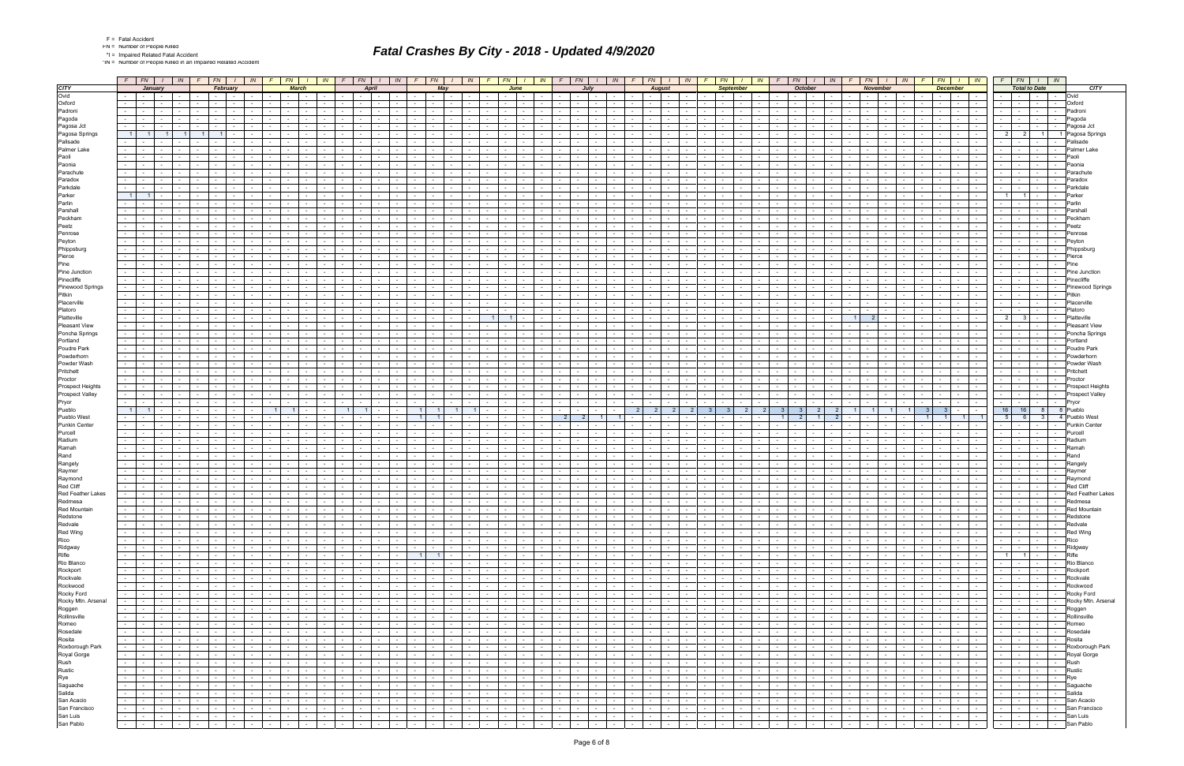F = Fatal Accident
FN = Number of People Killed
*I = Impaired Related Fatal Accident
*IN = Number of People Killed in an Impaired Related Accident

# Fatal Crashes By City - 2018 - Updated 4/9/2020

| CITY | January | | | | February | | | | March | | | | April | | | | May | | | | June | | | | July | | | | August | | | | September | | | | October | | | | November | | | | December | | | | Total to Date | | | | CITY |
|---|---|---|---|---|---|---|---|---|---|---|---|---|---|---|---|---|---|---|---|---|---|---|---|---|---|---|---|---|---|---|---|---|---|---|---|---|---|---|---|---|---|---|---|---|---|---|---|---|---|---|---|---|---|
| | F | FN | I | IN | F | FN | I | IN | F | FN | I | IN | F | FN | I | IN | F | FN | I | IN | F | FN | I | IN | F | FN | I | IN | F | FN | I | IN | F | FN | I | IN | F | FN | I | IN | F | FN | I | IN | F | FN | I | IN | F | FN | I | IN | |
| Ovid | - | - | - | - | - | - | - | - | - | - | - | - | - | - | - | - | - | - | - | - | - | - | - | - | - | - | - | - | - | - | - | - | - | - | - | - | - | - | - | - | - | - | - | - | - | - | - | - | - | - | - | - | Ovid |
| Oxford | - | - | - | - | - | - | - | - | - | - | - | - | - | - | - | - | - | - | - | - | - | - | - | - | - | - | - | - | - | - | - | - | - | - | - | - | - | - | - | - | - | - | - | - | - | - | - | - | - | - | - | - | Oxford |
| Padroni | - | - | - | - | - | - | - | - | - | - | - | - | - | - | - | - | - | - | - | - | - | - | - | - | - | - | - | - | - | - | - | - | - | - | - | - | - | - | - | - | - | - | - | - | - | - | - | - | - | - | - | - | Padroni |
| Pagoda | - | - | - | - | - | - | - | - | - | - | - | - | - | - | - | - | - | - | - | - | - | - | - | - | - | - | - | - | - | - | - | - | - | - | - | - | - | - | - | - | - | - | - | - | - | - | - | - | - | - | - | - | Pagoda |
| Pagosa Jct | - | - | - | - | - | - | - | - | - | - | - | - | - | - | - | - | - | - | - | - | - | - | - | - | - | - | - | - | - | - | - | - | - | - | - | - | - | - | - | - | - | - | - | - | - | - | - | - | - | - | - | - | Pagosa Jct |
| Pagosa Springs | 1 | 1 | 1 | 1 | 1 | 1 | - | - | - | - | - | - | - | - | - | - | - | - | - | - | - | - | - | - | - | - | - | - | - | - | - | - | - | - | - | - | - | - | - | - | - | - | - | - | - | - | - | - | 2 | 2 | 1 | 1 | Pagosa Springs |
| Palisade | - | - | - | - | - | - | - | - | - | - | - | - | - | - | - | - | - | - | - | - | - | - | - | - | - | - | - | - | - | - | - | - | - | - | - | - | - | - | - | - | - | - | - | - | - | - | - | - | - | - | - | - | Palisade |
| Palmer Lake | - | - | - | - | - | - | - | - | - | - | - | - | - | - | - | - | - | - | - | - | - | - | - | - | - | - | - | - | - | - | - | - | - | - | - | - | - | - | - | - | - | - | - | - | - | - | - | - | - | - | - | - | Palmer Lake |
| Paoli | - | - | - | - | - | - | - | - | - | - | - | - | - | - | - | - | - | - | - | - | - | - | - | - | - | - | - | - | - | - | - | - | - | - | - | - | - | - | - | - | - | - | - | - | - | - | - | - | - | - | - | - | Paoli |
| Paonia | - | - | - | - | - | - | - | - | - | - | - | - | - | - | - | - | - | - | - | - | - | - | - | - | - | - | - | - | - | - | - | - | - | - | - | - | - | - | - | - | - | - | - | - | - | - | - | - | - | - | - | - | Paonia |
| Parachute | - | - | - | - | - | - | - | - | - | - | - | - | - | - | - | - | - | - | - | - | - | - | - | - | - | - | - | - | - | - | - | - | - | - | - | - | - | - | - | - | - | - | - | - | - | - | - | - | - | - | - | - | Parachute |
| Paradox | - | - | - | - | - | - | - | - | - | - | - | - | - | - | - | - | - | - | - | - | - | - | - | - | - | - | - | - | - | - | - | - | - | - | - | - | - | - | - | - | - | - | - | - | - | - | - | - | - | - | - | - | Paradox |
| Parkdale | - | - | - | - | - | - | - | - | - | - | - | - | - | - | - | - | - | - | - | - | - | - | - | - | - | - | - | - | - | - | - | - | - | - | - | - | - | - | - | - | - | - | - | - | - | - | - | - | - | - | - | - | Parkdale |
| Parker | 1 | 1 | - | - | - | - | - | - | - | - | - | - | - | - | - | - | - | - | - | - | - | - | - | - | - | - | - | - | - | - | - | - | - | - | - | - | - | - | - | - | - | - | - | - | - | - | - | - | 1 | 1 | - | - | Parker |
| Parlin | - | - | - | - | - | - | - | - | - | - | - | - | - | - | - | - | - | - | - | - | - | - | - | - | - | - | - | - | - | - | - | - | - | - | - | - | - | - | - | - | - | - | - | - | - | - | - | - | - | - | - | - | Parlin |
| Parshall | - | - | - | - | - | - | - | - | - | - | - | - | - | - | - | - | - | - | - | - | - | - | - | - | - | - | - | - | - | - | - | - | - | - | - | - | - | - | - | - | - | - | - | - | - | - | - | - | - | - | - | - | Parshall |
| Peckham | - | - | - | - | - | - | - | - | - | - | - | - | - | - | - | - | - | - | - | - | - | - | - | - | - | - | - | - | - | - | - | - | - | - | - | - | - | - | - | - | - | - | - | - | - | - | - | - | - | - | - | - | Peckham |
| Peetz | - | - | - | - | - | - | - | - | - | - | - | - | - | - | - | - | - | - | - | - | - | - | - | - | - | - | - | - | - | - | - | - | - | - | - | - | - | - | - | - | - | - | - | - | - | - | - | - | - | - | - | - | Peetz |
| Penrose | - | - | - | - | - | - | - | - | - | - | - | - | - | - | - | - | - | - | - | - | - | - | - | - | - | - | - | - | - | - | - | - | - | - | - | - | - | - | - | - | - | - | - | - | - | - | - | - | - | - | - | - | Penrose |
| Peyton | - | - | - | - | - | - | - | - | - | - | - | - | - | - | - | - | - | - | - | - | - | - | - | - | - | - | - | - | - | - | - | - | - | - | - | - | - | - | - | - | - | - | - | - | - | - | - | - | - | - | - | - | Peyton |
| Phippsburg | - | - | - | - | - | - | - | - | - | - | - | - | - | - | - | - | - | - | - | - | - | - | - | - | - | - | - | - | - | - | - | - | - | - | - | - | - | - | - | - | - | - | - | - | - | - | - | - | - | - | - | - | Phippsburg |
| Pierce | - | - | - | - | - | - | - | - | - | - | - | - | - | - | - | - | - | - | - | - | - | - | - | - | - | - | - | - | - | - | - | - | - | - | - | - | - | - | - | - | - | - | - | - | - | - | - | - | - | - | - | - | Pierce |
| Pine | - | - | - | - | - | - | - | - | - | - | - | - | - | - | - | - | - | - | - | - | - | - | - | - | - | - | - | - | - | - | - | - | - | - | - | - | - | - | - | - | - | - | - | - | - | - | - | - | - | - | - | - | Pine |
| Pine Junction | - | - | - | - | - | - | - | - | - | - | - | - | - | - | - | - | - | - | - | - | - | - | - | - | - | - | - | - | - | - | - | - | - | - | - | - | - | - | - | - | - | - | - | - | - | - | - | - | - | - | - | - | Pine Junction |
| Pinecliffe | - | - | - | - | - | - | - | - | - | - | - | - | - | - | - | - | - | - | - | - | - | - | - | - | - | - | - | - | - | - | - | - | - | - | - | - | - | - | - | - | - | - | - | - | - | - | - | - | - | - | - | - | Pinecliffe |
| Pinewood Springs | - | - | - | - | - | - | - | - | - | - | - | - | - | - | - | - | - | - | - | - | - | - | - | - | - | - | - | - | - | - | - | - | - | - | - | - | - | - | - | - | - | - | - | - | - | - | - | - | - | - | - | - | Pinewood Springs |
| Pitkin | - | - | - | - | - | - | - | - | - | - | - | - | - | - | - | - | - | - | - | - | - | - | - | - | - | - | - | - | - | - | - | - | - | - | - | - | - | - | - | - | - | - | - | - | - | - | - | - | - | - | - | - | Pitkin |
| Placerville | - | - | - | - | - | - | - | - | - | - | - | - | - | - | - | - | - | - | - | - | - | - | - | - | - | - | - | - | - | - | - | - | - | - | - | - | - | - | - | - | - | - | - | - | - | - | - | - | - | - | - | - | Placerville |
| Platoro | - | - | - | - | - | - | - | - | - | - | - | - | - | - | - | - | - | - | - | - | - | - | - | - | - | - | - | - | - | - | - | - | - | - | - | - | - | - | - | - | - | - | - | - | - | - | - | - | - | - | - | - | Platoro |
| Platteville | - | - | - | - | - | - | - | - | - | - | - | - | - | - | - | - | - | - | - | - | 1 | 1 | - | - | - | - | - | - | - | - | - | - | - | - | - | - | - | - | - | - | 1 | 2 | - | - | - | - | - | - | 2 | 3 | - | - | Platteville |
| Pleasant View | - | - | - | - | - | - | - | - | - | - | - | - | - | - | - | - | - | - | - | - | - | - | - | - | - | - | - | - | - | - | - | - | - | - | - | - | - | - | - | - | - | - | - | - | - | - | - | - | - | - | - | - | Pleasant View |
| Poncha Springs | - | - | - | - | - | - | - | - | - | - | - | - | - | - | - | - | - | - | - | - | - | - | - | - | - | - | - | - | - | - | - | - | - | - | - | - | - | - | - | - | - | - | - | - | - | - | - | - | - | - | - | - | Poncha Springs |
| Portland | - | - | - | - | - | - | - | - | - | - | - | - | - | - | - | - | - | - | - | - | - | - | - | - | - | - | - | - | - | - | - | - | - | - | - | - | - | - | - | - | - | - | - | - | - | - | - | - | - | - | - | - | Portland |
| Poudre Park | - | - | - | - | - | - | - | - | - | - | - | - | - | - | - | - | - | - | - | - | - | - | - | - | - | - | - | - | - | - | - | - | - | - | - | - | - | - | - | - | - | - | - | - | - | - | - | - | - | - | - | - | Poudre Park |
| Powderhorn | - | - | - | - | - | - | - | - | - | - | - | - | - | - | - | - | - | - | - | - | - | - | - | - | - | - | - | - | - | - | - | - | - | - | - | - | - | - | - | - | - | - | - | - | - | - | - | - | - | - | - | - | Powderhorn |
| Powder Wash | - | - | - | - | - | - | - | - | - | - | - | - | - | - | - | - | - | - | - | - | - | - | - | - | - | - | - | - | - | - | - | - | - | - | - | - | - | - | - | - | - | - | - | - | - | - | - | - | - | - | - | - | Powder Wash |
| Pritchett | - | - | - | - | - | - | - | - | - | - | - | - | - | - | - | - | - | - | - | - | - | - | - | - | - | - | - | - | - | - | - | - | - | - | - | - | - | - | - | - | - | - | - | - | - | - | - | - | - | - | - | - | Pritchett |
| Proctor | - | - | - | - | - | - | - | - | - | - | - | - | - | - | - | - | - | - | - | - | - | - | - | - | - | - | - | - | - | - | - | - | - | - | - | - | - | - | - | - | - | - | - | - | - | - | - | - | - | - | - | - | Proctor |
| Prospect Heights | - | - | - | - | - | - | - | - | - | - | - | - | - | - | - | - | - | - | - | - | - | - | - | - | - | - | - | - | - | - | - | - | - | - | - | - | - | - | - | - | - | - | - | - | - | - | - | - | - | - | - | - | Prospect Heights |
| Prospect Valley | - | - | - | - | - | - | - | - | - | - | - | - | - | - | - | - | - | - | - | - | - | - | - | - | - | - | - | - | - | - | - | - | - | - | - | - | - | - | - | - | - | - | - | - | - | - | - | - | - | - | - | - | Prospect Valley |
| Pryor | - | - | - | - | - | - | - | - | - | - | - | - | - | - | - | - | - | - | - | - | - | - | - | - | - | - | - | - | - | - | - | - | - | - | - | - | - | - | - | - | - | - | - | - | - | - | - | - | - | - | - | - | Pryor |
| Pueblo | 1 | 1 | - | - | - | - | - | - | 1 | 1 | - | - | 1 | 1 | - | - | 1 | 1 | 1 | 1 | - | - | - | - | - | - | - | - | 2 | 2 | 2 | 2 | 3 | 3 | 2 | 2 | 3 | 3 | 2 | 2 | 1 | 1 | 1 | 1 | 3 | 3 | - | - | 16 | 16 | 8 | 8 | Pueblo |
| Pueblo West | - | - | - | - | - | - | - | - | - | - | - | - | - | - | - | - | 1 | 1 | - | - | - | - | - | - | 2 | 2 | 1 | 1 | - | - | - | - | - | - | - | - | 1 | 2 | 1 | 2 | - | - | - | - | 1 | 1 | 1 | 1 | 5 | 6 | 3 | 4 | Pueblo West |
| Punkin Center | - | - | - | - | - | - | - | - | - | - | - | - | - | - | - | - | - | - | - | - | - | - | - | - | - | - | - | - | - | - | - | - | - | - | - | - | - | - | - | - | - | - | - | - | - | - | - | - | - | - | - | - | Punkin Center |
| Purcell | - | - | - | - | - | - | - | - | - | - | - | - | - | - | - | - | - | - | - | - | - | - | - | - | - | - | - | - | - | - | - | - | - | - | - | - | - | - | - | - | - | - | - | - | - | - | - | - | - | - | - | - | Purcell |
| Radium | - | - | - | - | - | - | - | - | - | - | - | - | - | - | - | - | - | - | - | - | - | - | - | - | - | - | - | - | - | - | - | - | - | - | - | - | - | - | - | - | - | - | - | - | - | - | - | - | - | - | - | - | Radium |
| Ramah | - | - | - | - | - | - | - | - | - | - | - | - | - | - | - | - | - | - | - | - | - | - | - | - | - | - | - | - | - | - | - | - | - | - | - | - | - | - | - | - | - | - | - | - | - | - | - | - | - | - | - | - | Ramah |
| Rand | - | - | - | - | - | - | - | - | - | - | - | - | - | - | - | - | - | - | - | - | - | - | - | - | - | - | - | - | - | - | - | - | - | - | - | - | - | - | - | - | - | - | - | - | - | - | - | - | - | - | - | - | Rand |
| Rangely | - | - | - | - | - | - | - | - | - | - | - | - | - | - | - | - | - | - | - | - | - | - | - | - | - | - | - | - | - | - | - | - | - | - | - | - | - | - | - | - | - | - | - | - | - | - | - | - | - | - | - | - | Rangely |
| Raymer | - | - | - | - | - | - | - | - | - | - | - | - | - | - | - | - | - | - | - | - | - | - | - | - | - | - | - | - | - | - | - | - | - | - | - | - | - | - | - | - | - | - | - | - | - | - | - | - | - | - | - | - | Raymer |
| Raymond | - | - | - | - | - | - | - | - | - | - | - | - | - | - | - | - | - | - | - | - | - | - | - | - | - | - | - | - | - | - | - | - | - | - | - | - | - | - | - | - | - | - | - | - | - | - | - | - | - | - | - | - | Raymond |
| Red Cliff | - | - | - | - | - | - | - | - | - | - | - | - | - | - | - | - | - | - | - | - | - | - | - | - | - | - | - | - | - | - | - | - | - | - | - | - | - | - | - | - | - | - | - | - | - | - | - | - | - | - | - | - | Red Cliff |
| Red Feather Lakes | - | - | - | - | - | - | - | - | - | - | - | - | - | - | - | - | - | - | - | - | - | - | - | - | - | - | - | - | - | - | - | - | - | - | - | - | - | - | - | - | - | - | - | - | - | - | - | - | - | - | - | - | Red Feather Lakes |
| Redmesa | - | - | - | - | - | - | - | - | - | - | - | - | - | - | - | - | - | - | - | - | - | - | - | - | - | - | - | - | - | - | - | - | - | - | - | - | - | - | - | - | - | - | - | - | - | - | - | - | - | - | - | - | Redmesa |
| Red Mountain | - | - | - | - | - | - | - | - | - | - | - | - | - | - | - | - | - | - | - | - | - | - | - | - | - | - | - | - | - | - | - | - | - | - | - | - | - | - | - | - | - | - | - | - | - | - | - | - | - | - | - | - | Red Mountain |
| Redstone | - | - | - | - | - | - | - | - | - | - | - | - | - | - | - | - | - | - | - | - | - | - | - | - | - | - | - | - | - | - | - | - | - | - | - | - | - | - | - | - | - | - | - | - | - | - | - | - | - | - | - | - | Redstone |
| Redvale | - | - | - | - | - | - | - | - | - | - | - | - | - | - | - | - | - | - | - | - | - | - | - | - | - | - | - | - | - | - | - | - | - | - | - | - | - | - | - | - | - | - | - | - | - | - | - | - | - | - | - | - | Redvale |
| Red Wing | - | - | - | - | - | - | - | - | - | - | - | - | - | - | - | - | - | - | - | - | - | - | - | - | - | - | - | - | - | - | - | - | - | - | - | - | - | - | - | - | - | - | - | - | - | - | - | - | - | - | - | - | Red Wing |
| Rico | - | - | - | - | - | - | - | - | - | - | - | - | - | - | - | - | - | - | - | - | - | - | - | - | - | - | - | - | - | - | - | - | - | - | - | - | - | - | - | - | - | - | - | - | - | - | - | - | - | - | - | - | Rico |
| Ridgway | - | - | - | - | - | - | - | - | - | - | - | - | - | - | - | - | - | - | - | - | - | - | - | - | - | - | - | - | - | - | - | - | - | - | - | - | - | - | - | - | - | - | - | - | - | - | - | - | - | - | - | - | Ridgway |
| Rifle | - | - | - | - | - | - | - | - | - | - | - | - | - | - | - | - | 1 | 1 | - | - | - | - | - | - | - | - | - | - | - | - | - | - | - | - | - | - | - | - | - | - | - | - | - | - | - | - | - | - | 1 | 1 | - | - | Rifle |
| Rio Blanco | - | - | - | - | - | - | - | - | - | - | - | - | - | - | - | - | - | - | - | - | - | - | - | - | - | - | - | - | - | - | - | - | - | - | - | - | - | - | - | - | - | - | - | - | - | - | - | - | - | - | - | - | Rio Blanco |
| Rockport | - | - | - | - | - | - | - | - | - | - | - | - | - | - | - | - | - | - | - | - | - | - | - | - | - | - | - | - | - | - | - | - | - | - | - | - | - | - | - | - | - | - | - | - | - | - | - | - | - | - | - | - | Rockport |
| Rockvale | - | - | - | - | - | - | - | - | - | - | - | - | - | - | - | - | - | - | - | - | - | - | - | - | - | - | - | - | - | - | - | - | - | - | - | - | - | - | - | - | - | - | - | - | - | - | - | - | - | - | - | - | Rockvale |
| Rockwood | - | - | - | - | - | - | - | - | - | - | - | - | - | - | - | - | - | - | - | - | - | - | - | - | - | - | - | - | - | - | - | - | - | - | - | - | - | - | - | - | - | - | - | - | - | - | - | - | - | - | - | - | Rockwood |
| Rocky Ford | - | - | - | - | - | - | - | - | - | - | - | - | - | - | - | - | - | - | - | - | - | - | - | - | - | - | - | - | - | - | - | - | - | - | - | - | - | - | - | - | - | - | - | - | - | - | - | - | - | - | - | - | Rocky Ford |
| Rocky Mtn. Arsenal | - | - | - | - | - | - | - | - | - | - | - | - | - | - | - | - | - | - | - | - | - | - | - | - | - | - | - | - | - | - | - | - | - | - | - | - | - | - | - | - | - | - | - | - | - | - | - | - | - | - | - | - | Rocky Mtn. Arsenal |
| Roggen | - | - | - | - | - | - | - | - | - | - | - | - | - | - | - | - | - | - | - | - | - | - | - | - | - | - | - | - | - | - | - | - | - | - | - | - | - | - | - | - | - | - | - | - | - | - | - | - | - | - | - | - | Roggen |
| Rollinsville | - | - | - | - | - | - | - | - | - | - | - | - | - | - | - | - | - | - | - | - | - | - | - | - | - | - | - | - | - | - | - | - | - | - | - | - | - | - | - | - | - | - | - | - | - | - | - | - | - | - | - | - | Rollinsville |
| Romeo | - | - | - | - | - | - | - | - | - | - | - | - | - | - | - | - | - | - | - | - | - | - | - | - | - | - | - | - | - | - | - | - | - | - | - | - | - | - | - | - | - | - | - | - | - | - | - | - | - | - | - | - | Romeo |
| Rosedale | - | - | - | - | - | - | - | - | - | - | - | - | - | - | - | - | - | - | - | - | - | - | - | - | - | - | - | - | - | - | - | - | - | - | - | - | - | - | - | - | - | - | - | - | - | - | - | - | - | - | - | - | Rosedale |
| Rosita | - | - | - | - | - | - | - | - | - | - | - | - | - | - | - | - | - | - | - | - | - | - | - | - | - | - | - | - | - | - | - | - | - | - | - | - | - | - | - | - | - | - | - | - | - | - | - | - | - | - | - | - | Rosita |
| Roxborough Park | - | - | - | - | - | - | - | - | - | - | - | - | - | - | - | - | - | - | - | - | - | - | - | - | - | - | - | - | - | - | - | - | - | - | - | - | - | - | - | - | - | - | - | - | - | - | - | - | - | - | - | - | Roxborough Park |
| Royal Gorge | - | - | - | - | - | - | - | - | - | - | - | - | - | - | - | - | - | - | - | - | - | - | - | - | - | - | - | - | - | - | - | - | - | - | - | - | - | - | - | - | - | - | - | - | - | - | - | - | - | - | - | - | Royal Gorge |
| Rush | - | - | - | - | - | - | - | - | - | - | - | - | - | - | - | - | - | - | - | - | - | - | - | - | - | - | - | - | - | - | - | - | - | - | - | - | - | - | - | - | - | - | - | - | - | - | - | - | - | - | - | - | Rush |
| Rustic | - | - | - | - | - | - | - | - | - | - | - | - | - | - | - | - | - | - | - | - | - | - | - | - | - | - | - | - | - | - | - | - | - | - | - | - | - | - | - | - | - | - | - | - | - | - | - | - | - | - | - | - | Rustic |
| Rye | - | - | - | - | - | - | - | - | - | - | - | - | - | - | - | - | - | - | - | - | - | - | - | - | - | - | - | - | - | - | - | - | - | - | - | - | - | - | - | - | - | - | - | - | - | - | - | - | - | - | - | - | Rye |
| Saguache | - | - | - | - | - | - | - | - | - | - | - | - | - | - | - | - | - | - | - | - | - | - | - | - | - | - | - | - | - | - | - | - | - | - | - | - | - | - | - | - | - | - | - | - | - | - | - | - | - | - | - | - | Saguache |
| Salida | - | - | - | - | - | - | - | - | - | - | - | - | - | - | - | - | - | - | - | - | - | - | - | - | - | - | - | - | - | - | - | - | - | - | - | - | - | - | - | - | - | - | - | - | - | - | - | - | - | - | - | - | Salida |
| San Acacio | - | - | - | - | - | - | - | - | - | - | - | - | - | - | - | - | - | - | - | - | - | - | - | - | - | - | - | - | - | - | - | - | - | - | - | - | - | - | - | - | - | - | - | - | - | - | - | - | - | - | - | - | San Acacio |
| San Francisco | - | - | - | - | - | - | - | - | - | - | - | - | - | - | - | - | - | - | - | - | - | - | - | - | - | - | - | - | - | - | - | - | - | - | - | - | - | - | - | - | - | - | - | - | - | - | - | - | - | - | - | - | San Francisco |
| San Luis | - | - | - | - | - | - | - | - | - | - | - | - | - | - | - | - | - | - | - | - | - | - | - | - | - | - | - | - | - | - | - | - | - | - | - | - | - | - | - | - | - | - | - | - | - | - | - | - | - | - | - | - | San Luis |
| San Pablo | - | - | - | - | - | - | - | - | - | - | - | - | - | - | - | - | - | - | - | - | - | - | - | - | - | - | - | - | - | - | - | - | - | - | - | - | - | - | - | - | - | - | - | - | - | - | - | - | - | - | - | - | San Pablo |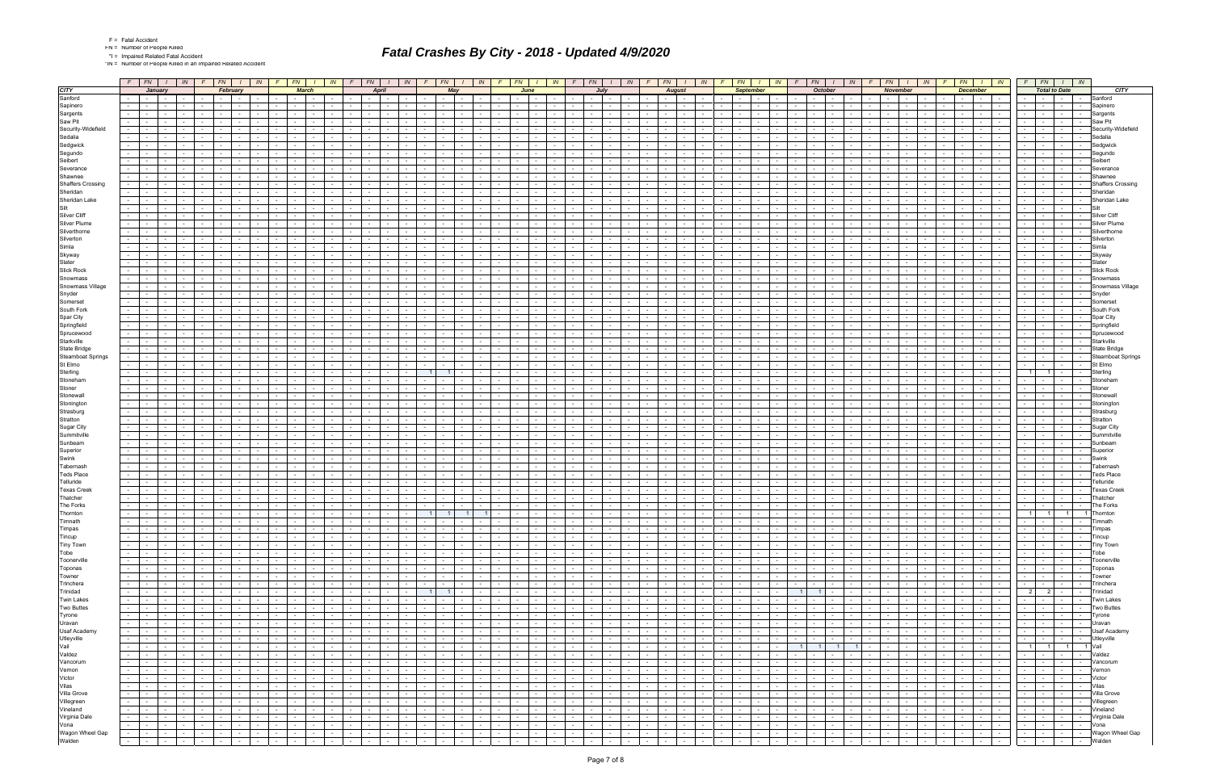F = Fatal Accident
FN = Number of People Killed
I = Impaired Related Fatal Accident
IN = Number of People Killed in an Impaired Related Accident

# Fatal Crashes By City - 2018 - Updated 4/9/2020

| CITY | January | | | | February | | | | March | | | | April | | | | May | | | | June | | | | July | | | | August | | | | September | | | | October | | | | November | | | | December | | | | Total to Date | | | | CITY |
|---|---|---|---|---|---|---|---|---|---|---|---|---|---|---|---|---|---|---|---|---|---|---|---|---|---|---|---|---|---|---|---|---|---|---|---|---|---|---|---|---|---|---|---|---|---|---|---|---|---|---|---|---|---|
| | F | FN | I | IN | F | FN | I | IN | F | FN | I | IN | F | FN | I | IN | F | FN | I | IN | F | FN | I | IN | F | FN | I | IN | F | FN | I | IN | F | FN | I | IN | F | FN | I | IN | F | FN | I | IN | F | FN | I | IN | F | FN | I | IN | |
| Sanford | - | - | - | - | - | - | - | - | - | - | - | - | - | - | - | - | - | - | - | - | - | - | - | - | - | - | - | - | - | - | - | - | - | - | - | - | - | - | - | - | - | - | - | - | - | - | - | - | - | - | - | - | Sanford |
| Sapinero | - | - | - | - | - | - | - | - | - | - | - | - | - | - | - | - | - | - | - | - | - | - | - | - | - | - | - | - | - | - | - | - | - | - | - | - | - | - | - | - | - | - | - | - | - | - | - | - | - | - | - | - | Sapinero |
| Sargents | - | - | - | - | - | - | - | - | - | - | - | - | - | - | - | - | - | - | - | - | - | - | - | - | - | - | - | - | - | - | - | - | - | - | - | - | - | - | - | - | - | - | - | - | - | - | - | - | - | - | - | - | Sargents |
| Saw Pit | - | - | - | - | - | - | - | - | - | - | - | - | - | - | - | - | - | - | - | - | - | - | - | - | - | - | - | - | - | - | - | - | - | - | - | - | - | - | - | - | - | - | - | - | - | - | - | - | - | - | - | - | Saw Pit |
| Security-Widefield | - | - | - | - | - | - | - | - | - | - | - | - | - | - | - | - | - | - | - | - | - | - | - | - | - | - | - | - | - | - | - | - | - | - | - | - | - | - | - | - | - | - | - | - | - | - | - | - | - | - | - | - | Security-Widefield |
| Sedalia | - | - | - | - | - | - | - | - | - | - | - | - | - | - | - | - | - | - | - | - | - | - | - | - | - | - | - | - | - | - | - | - | - | - | - | - | - | - | - | - | - | - | - | - | - | - | - | - | - | - | - | - | Sedalia |
| Sedgwick | - | - | - | - | - | - | - | - | - | - | - | - | - | - | - | - | - | - | - | - | - | - | - | - | - | - | - | - | - | - | - | - | - | - | - | - | - | - | - | - | - | - | - | - | - | - | - | - | - | - | - | - | Sedgwick |
| Segundo | - | - | - | - | - | - | - | - | - | - | - | - | - | - | - | - | - | - | - | - | - | - | - | - | - | - | - | - | - | - | - | - | - | - | - | - | - | - | - | - | - | - | - | - | - | - | - | - | - | - | - | - | Segundo |
| Seibert | - | - | - | - | - | - | - | - | - | - | - | - | - | - | - | - | - | - | - | - | - | - | - | - | - | - | - | - | - | - | - | - | - | - | - | - | - | - | - | - | - | - | - | - | - | - | - | - | - | - | - | - | Seibert |
| Severance | - | - | - | - | - | - | - | - | - | - | - | - | - | - | - | - | - | - | - | - | - | - | - | - | - | - | - | - | - | - | - | - | - | - | - | - | - | - | - | - | - | - | - | - | - | - | - | - | - | - | - | - | Severance |
| Shawnee | - | - | - | - | - | - | - | - | - | - | - | - | - | - | - | - | - | - | - | - | - | - | - | - | - | - | - | - | - | - | - | - | - | - | - | - | - | - | - | - | - | - | - | - | - | - | - | - | - | - | - | - | Shawnee |
| Shaffers Crossing | - | - | - | - | - | - | - | - | - | - | - | - | - | - | - | - | - | - | - | - | - | - | - | - | - | - | - | - | - | - | - | - | - | - | - | - | - | - | - | - | - | - | - | - | - | - | - | - | - | - | - | - | Shaffers Crossing |
| Sheridan | - | - | - | - | - | - | - | - | - | - | - | - | - | - | - | - | - | - | - | - | - | - | - | - | - | - | - | - | - | - | - | - | - | - | - | - | - | - | - | - | - | - | - | - | - | - | - | - | - | - | - | - | Sheridan |
| Sheridan Lake | - | - | - | - | - | - | - | - | - | - | - | - | - | - | - | - | - | - | - | - | - | - | - | - | - | - | - | - | - | - | - | - | - | - | - | - | - | - | - | - | - | - | - | - | - | - | - | - | - | - | - | - | Sheridan Lake |
| Silt | - | - | - | - | - | - | - | - | - | - | - | - | - | - | - | - | - | - | - | - | - | - | - | - | - | - | - | - | - | - | - | - | - | - | - | - | - | - | - | - | - | - | - | - | - | - | - | - | - | - | - | - | Silt |
| Silver Cliff | - | - | - | - | - | - | - | - | - | - | - | - | - | - | - | - | - | - | - | - | - | - | - | - | - | - | - | - | - | - | - | - | - | - | - | - | - | - | - | - | - | - | - | - | - | - | - | - | - | - | - | - | Silver Cliff |
| Silver Plume | - | - | - | - | - | - | - | - | - | - | - | - | - | - | - | - | - | - | - | - | - | - | - | - | - | - | - | - | - | - | - | - | - | - | - | - | - | - | - | - | - | - | - | - | - | - | - | - | - | - | - | - | Silver Plume |
| Silverthorne | - | - | - | - | - | - | - | - | - | - | - | - | - | - | - | - | - | - | - | - | - | - | - | - | - | - | - | - | - | - | - | - | - | - | - | - | - | - | - | - | - | - | - | - | - | - | - | - | - | - | - | - | Silverthorne |
| Silverton | - | - | - | - | - | - | - | - | - | - | - | - | - | - | - | - | - | - | - | - | - | - | - | - | - | - | - | - | - | - | - | - | - | - | - | - | - | - | - | - | - | - | - | - | - | - | - | - | - | - | - | - | Silverton |
| Simla | - | - | - | - | - | - | - | - | - | - | - | - | - | - | - | - | - | - | - | - | - | - | - | - | - | - | - | - | - | - | - | - | - | - | - | - | - | - | - | - | - | - | - | - | - | - | - | - | - | - | - | - | Simla |
| Skyway | - | - | - | - | - | - | - | - | - | - | - | - | - | - | - | - | - | - | - | - | - | - | - | - | - | - | - | - | - | - | - | - | - | - | - | - | - | - | - | - | - | - | - | - | - | - | - | - | - | - | - | - | Skyway |
| Slater | - | - | - | - | - | - | - | - | - | - | - | - | - | - | - | - | - | - | - | - | - | - | - | - | - | - | - | - | - | - | - | - | - | - | - | - | - | - | - | - | - | - | - | - | - | - | - | - | - | - | - | - | Slater |
| Slick Rock | - | - | - | - | - | - | - | - | - | - | - | - | - | - | - | - | - | - | - | - | - | - | - | - | - | - | - | - | - | - | - | - | - | - | - | - | - | - | - | - | - | - | - | - | - | - | - | - | - | - | - | - | Slick Rock |
| Snowmass | - | - | - | - | - | - | - | - | - | - | - | - | - | - | - | - | - | - | - | - | - | - | - | - | - | - | - | - | - | - | - | - | - | - | - | - | - | - | - | - | - | - | - | - | - | - | - | - | - | - | - | - | Snowmass |
| Snowmass Village | - | - | - | - | - | - | - | - | - | - | - | - | - | - | - | - | - | - | - | - | - | - | - | - | - | - | - | - | - | - | - | - | - | - | - | - | - | - | - | - | - | - | - | - | - | - | - | - | - | - | - | - | Snowmass Village |
| Snyder | - | - | - | - | - | - | - | - | - | - | - | - | - | - | - | - | - | - | - | - | - | - | - | - | - | - | - | - | - | - | - | - | - | - | - | - | - | - | - | - | - | - | - | - | - | - | - | - | - | - | - | - | Snyder |
| Somerset | - | - | - | - | - | - | - | - | - | - | - | - | - | - | - | - | - | - | - | - | - | - | - | - | - | - | - | - | - | - | - | - | - | - | - | - | - | - | - | - | - | - | - | - | - | - | - | - | - | - | - | - | Somerset |
| South Fork | - | - | - | - | - | - | - | - | - | - | - | - | - | - | - | - | - | - | - | - | - | - | - | - | - | - | - | - | - | - | - | - | - | - | - | - | - | - | - | - | - | - | - | - | - | - | - | - | - | - | - | - | South Fork |
| Spar City | - | - | - | - | - | - | - | - | - | - | - | - | - | - | - | - | - | - | - | - | - | - | - | - | - | - | - | - | - | - | - | - | - | - | - | - | - | - | - | - | - | - | - | - | - | - | - | - | - | - | - | - | Spar City |
| Springfield | - | - | - | - | - | - | - | - | - | - | - | - | - | - | - | - | - | - | - | - | - | - | - | - | - | - | - | - | - | - | - | - | - | - | - | - | - | - | - | - | - | - | - | - | - | - | - | - | - | - | - | - | Springfield |
| Sprucewood | - | - | - | - | - | - | - | - | - | - | - | - | - | - | - | - | - | - | - | - | - | - | - | - | - | - | - | - | - | - | - | - | - | - | - | - | - | - | - | - | - | - | - | - | - | - | - | - | - | - | - | - | Sprucewood |
| Starkville | - | - | - | - | - | - | - | - | - | - | - | - | - | - | - | - | - | - | - | - | - | - | - | - | - | - | - | - | - | - | - | - | - | - | - | - | - | - | - | - | - | - | - | - | - | - | - | - | - | - | - | - | Starkville |
| State Bridge | - | - | - | - | - | - | - | - | - | - | - | - | - | - | - | - | - | - | - | - | - | - | - | - | - | - | - | - | - | - | - | - | - | - | - | - | - | - | - | - | - | - | - | - | - | - | - | - | - | - | - | - | State Bridge |
| Steamboat Springs | - | - | - | - | - | - | - | - | - | - | - | - | - | - | - | - | - | - | - | - | - | - | - | - | - | - | - | - | - | - | - | - | - | - | - | - | - | - | - | - | - | - | - | - | - | - | - | - | - | - | - | - | Steamboat Springs |
| St Elmo | - | - | - | - | - | - | - | - | - | - | - | - | - | - | - | - | - | - | - | - | - | - | - | - | - | - | - | - | - | - | - | - | - | - | - | - | - | - | - | - | - | - | - | - | - | - | - | - | - | - | - | - | St Elmo |
| Sterling | - | - | - | - | - | - | - | - | - | - | - | - | - | - | - | - | 1 | 1 | - | - | - | - | - | - | - | - | - | - | - | - | - | - | - | - | - | - | - | - | - | - | - | - | - | - | - | - | - | - | 1 | 1 | - | - | Sterling |
| Stoneham | - | - | - | - | - | - | - | - | - | - | - | - | - | - | - | - | - | - | - | - | - | - | - | - | - | - | - | - | - | - | - | - | - | - | - | - | - | - | - | - | - | - | - | - | - | - | - | - | - | - | - | - | Stoneham |
| Stoner | - | - | - | - | - | - | - | - | - | - | - | - | - | - | - | - | - | - | - | - | - | - | - | - | - | - | - | - | - | - | - | - | - | - | - | - | - | - | - | - | - | - | - | - | - | - | - | - | - | - | - | - | Stoner |
| Stonewall | - | - | - | - | - | - | - | - | - | - | - | - | - | - | - | - | - | - | - | - | - | - | - | - | - | - | - | - | - | - | - | - | - | - | - | - | - | - | - | - | - | - | - | - | - | - | - | - | - | - | - | - | Stonewall |
| Stonington | - | - | - | - | - | - | - | - | - | - | - | - | - | - | - | - | - | - | - | - | - | - | - | - | - | - | - | - | - | - | - | - | - | - | - | - | - | - | - | - | - | - | - | - | - | - | - | - | - | - | - | - | Stonington |
| Strasburg | - | - | - | - | - | - | - | - | - | - | - | - | - | - | - | - | - | - | - | - | - | - | - | - | - | - | - | - | - | - | - | - | - | - | - | - | - | - | - | - | - | - | - | - | - | - | - | - | - | - | - | - | Strasburg |
| Stratton | - | - | - | - | - | - | - | - | - | - | - | - | - | - | - | - | - | - | - | - | - | - | - | - | - | - | - | - | - | - | - | - | - | - | - | - | - | - | - | - | - | - | - | - | - | - | - | - | - | - | - | - | Stratton |
| Sugar City | - | - | - | - | - | - | - | - | - | - | - | - | - | - | - | - | - | - | - | - | - | - | - | - | - | - | - | - | - | - | - | - | - | - | - | - | - | - | - | - | - | - | - | - | - | - | - | - | - | - | - | - | Sugar City |
| Summitville | - | - | - | - | - | - | - | - | - | - | - | - | - | - | - | - | - | - | - | - | - | - | - | - | - | - | - | - | - | - | - | - | - | - | - | - | - | - | - | - | - | - | - | - | - | - | - | - | - | - | - | - | Summitville |
| Sunbeam | - | - | - | - | - | - | - | - | - | - | - | - | - | - | - | - | - | - | - | - | - | - | - | - | - | - | - | - | - | - | - | - | - | - | - | - | - | - | - | - | - | - | - | - | - | - | - | - | - | - | - | - | Sunbeam |
| Superior | - | - | - | - | - | - | - | - | - | - | - | - | - | - | - | - | - | - | - | - | - | - | - | - | - | - | - | - | - | - | - | - | - | - | - | - | - | - | - | - | - | - | - | - | - | - | - | - | - | - | - | - | Superior |
| Swink | - | - | - | - | - | - | - | - | - | - | - | - | - | - | - | - | - | - | - | - | - | - | - | - | - | - | - | - | - | - | - | - | - | - | - | - | - | - | - | - | - | - | - | - | - | - | - | - | - | - | - | - | Swink |
| Tabernash | - | - | - | - | - | - | - | - | - | - | - | - | - | - | - | - | - | - | - | - | - | - | - | - | - | - | - | - | - | - | - | - | - | - | - | - | - | - | - | - | - | - | - | - | - | - | - | - | - | - | - | - | Tabernash |
| Teds Place | - | - | - | - | - | - | - | - | - | - | - | - | - | - | - | - | - | - | - | - | - | - | - | - | - | - | - | - | - | - | - | - | - | - | - | - | - | - | - | - | - | - | - | - | - | - | - | - | - | - | - | - | Teds Place |
| Telluride | - | - | - | - | - | - | - | - | - | - | - | - | - | - | - | - | - | - | - | - | - | - | - | - | - | - | - | - | - | - | - | - | - | - | - | - | - | - | - | - | - | - | - | - | - | - | - | - | - | - | - | - | Telluride |
| Texas Creek | - | - | - | - | - | - | - | - | - | - | - | - | - | - | - | - | - | - | - | - | - | - | - | - | - | - | - | - | - | - | - | - | - | - | - | - | - | - | - | - | - | - | - | - | - | - | - | - | - | - | - | - | Texas Creek |
| Thatcher | - | - | - | - | - | - | - | - | - | - | - | - | - | - | - | - | - | - | - | - | - | - | - | - | - | - | - | - | - | - | - | - | - | - | - | - | - | - | - | - | - | - | - | - | - | - | - | - | - | - | - | - | Thatcher |
| The Forks | - | - | - | - | - | - | - | - | - | - | - | - | - | - | - | - | - | - | - | - | - | - | - | - | - | - | - | - | - | - | - | - | - | - | - | - | - | - | - | - | - | - | - | - | - | - | - | - | - | - | - | - | The Forks |
| Thornton | - | - | - | - | - | - | - | - | - | - | - | - | - | - | - | - | 1 | 1 | 1 | 1 | - | - | - | - | - | - | - | - | - | - | - | - | - | - | - | - | - | - | - | - | - | - | - | - | - | - | - | - | 1 | 1 | 1 | 1 | Thornton |
| Timnath | - | - | - | - | - | - | - | - | - | - | - | - | - | - | - | - | - | - | - | - | - | - | - | - | - | - | - | - | - | - | - | - | - | - | - | - | - | - | - | - | - | - | - | - | - | - | - | - | - | - | - | - | Timnath |
| Timpas | - | - | - | - | - | - | - | - | - | - | - | - | - | - | - | - | - | - | - | - | - | - | - | - | - | - | - | - | - | - | - | - | - | - | - | - | - | - | - | - | - | - | - | - | - | - | - | - | - | - | - | - | Timpas |
| Tincup | - | - | - | - | - | - | - | - | - | - | - | - | - | - | - | - | - | - | - | - | - | - | - | - | - | - | - | - | - | - | - | - | - | - | - | - | - | - | - | - | - | - | - | - | - | - | - | - | - | - | - | - | Tincup |
| Tiny Town | - | - | - | - | - | - | - | - | - | - | - | - | - | - | - | - | - | - | - | - | - | - | - | - | - | - | - | - | - | - | - | - | - | - | - | - | - | - | - | - | - | - | - | - | - | - | - | - | - | - | - | - | Tiny Town |
| Tobe | - | - | - | - | - | - | - | - | - | - | - | - | - | - | - | - | - | - | - | - | - | - | - | - | - | - | - | - | - | - | - | - | - | - | - | - | - | - | - | - | - | - | - | - | - | - | - | - | - | - | - | - | Tobe |
| Toonerville | - | - | - | - | - | - | - | - | - | - | - | - | - | - | - | - | - | - | - | - | - | - | - | - | - | - | - | - | - | - | - | - | - | - | - | - | - | - | - | - | - | - | - | - | - | - | - | - | - | - | - | - | Toonerville |
| Toponas | - | - | - | - | - | - | - | - | - | - | - | - | - | - | - | - | - | - | - | - | - | - | - | - | - | - | - | - | - | - | - | - | - | - | - | - | - | - | - | - | - | - | - | - | - | - | - | - | - | - | - | - | Toponas |
| Towner | - | - | - | - | - | - | - | - | - | - | - | - | - | - | - | - | - | - | - | - | - | - | - | - | - | - | - | - | - | - | - | - | - | - | - | - | - | - | - | - | - | - | - | - | - | - | - | - | - | - | - | - | Towner |
| Trinchera | - | - | - | - | - | - | - | - | - | - | - | - | - | - | - | - | - | - | - | - | - | - | - | - | - | - | - | - | - | - | - | - | - | - | - | - | - | - | - | - | - | - | - | - | - | - | - | - | - | - | - | - | Trinchera |
| Trinidad | - | - | - | - | - | - | - | - | - | - | - | - | - | - | - | - | 1 | 1 | - | - | - | - | - | - | - | - | - | - | - | - | - | - | - | - | - | - | 1 | 1 | - | - | - | - | - | - | - | - | - | - | 2 | 2 | - | - | Trinidad |
| Twin Lakes | - | - | - | - | - | - | - | - | - | - | - | - | - | - | - | - | - | - | - | - | - | - | - | - | - | - | - | - | - | - | - | - | - | - | - | - | - | - | - | - | - | - | - | - | - | - | - | - | - | - | - | - | Twin Lakes |
| Two Buttes | - | - | - | - | - | - | - | - | - | - | - | - | - | - | - | - | - | - | - | - | - | - | - | - | - | - | - | - | - | - | - | - | - | - | - | - | - | - | - | - | - | - | - | - | - | - | - | - | - | - | - | - | Two Buttes |
| Tyrone | - | - | - | - | - | - | - | - | - | - | - | - | - | - | - | - | - | - | - | - | - | - | - | - | - | - | - | - | - | - | - | - | - | - | - | - | - | - | - | - | - | - | - | - | - | - | - | - | - | - | - | - | Tyrone |
| Uravan | - | - | - | - | - | - | - | - | - | - | - | - | - | - | - | - | - | - | - | - | - | - | - | - | - | - | - | - | - | - | - | - | - | - | - | - | - | - | - | - | - | - | - | - | - | - | - | - | - | - | - | - | Uravan |
| Usaf Academy | - | - | - | - | - | - | - | - | - | - | - | - | - | - | - | - | - | - | - | - | - | - | - | - | - | - | - | - | - | - | - | - | - | - | - | - | - | - | - | - | - | - | - | - | - | - | - | - | - | - | - | - | Usaf Academy |
| Utleyville | - | - | - | - | - | - | - | - | - | - | - | - | - | - | - | - | - | - | - | - | - | - | - | - | - | - | - | - | - | - | - | - | - | - | - | - | - | - | - | - | - | - | - | - | - | - | - | - | - | - | - | - | Utleyville |
| Vail | - | - | - | - | - | - | - | - | - | - | - | - | - | - | - | - | - | - | - | - | - | - | - | - | - | - | - | - | - | - | - | - | - | - | - | - | 1 | 1 | 1 | 1 | - | - | - | - | - | - | - | - | 1 | 1 | 1 | 1 | Vail |
| Valdez | - | - | - | - | - | - | - | - | - | - | - | - | - | - | - | - | - | - | - | - | - | - | - | - | - | - | - | - | - | - | - | - | - | - | - | - | - | - | - | - | - | - | - | - | - | - | - | - | - | - | - | - | Valdez |
| Vancorum | - | - | - | - | - | - | - | - | - | - | - | - | - | - | - | - | - | - | - | - | - | - | - | - | - | - | - | - | - | - | - | - | - | - | - | - | - | - | - | - | - | - | - | - | - | - | - | - | - | - | - | - | Vancorum |
| Vernon | - | - | - | - | - | - | - | - | - | - | - | - | - | - | - | - | - | - | - | - | - | - | - | - | - | - | - | - | - | - | - | - | - | - | - | - | - | - | - | - | - | - | - | - | - | - | - | - | - | - | - | - | Vernon |
| Victor | - | - | - | - | - | - | - | - | - | - | - | - | - | - | - | - | - | - | - | - | - | - | - | - | - | - | - | - | - | - | - | - | - | - | - | - | - | - | - | - | - | - | - | - | - | - | - | - | - | - | - | - | Victor |
| Vilas | - | - | - | - | - | - | - | - | - | - | - | - | - | - | - | - | - | - | - | - | - | - | - | - | - | - | - | - | - | - | - | - | - | - | - | - | - | - | - | - | - | - | - | - | - | - | - | - | - | - | - | - | Vilas |
| Villa Grove | - | - | - | - | - | - | - | - | - | - | - | - | - | - | - | - | - | - | - | - | - | - | - | - | - | - | - | - | - | - | - | - | - | - | - | - | - | - | - | - | - | - | - | - | - | - | - | - | - | - | - | - | Villa Grove |
| Villegreen | - | - | - | - | - | - | - | - | - | - | - | - | - | - | - | - | - | - | - | - | - | - | - | - | - | - | - | - | - | - | - | - | - | - | - | - | - | - | - | - | - | - | - | - | - | - | - | - | - | - | - | - | Villegreen |
| Vineland | - | - | - | - | - | - | - | - | - | - | - | - | - | - | - | - | - | - | - | - | - | - | - | - | - | - | - | - | - | - | - | - | - | - | - | - | - | - | - | - | - | - | - | - | - | - | - | - | - | - | - | - | Vineland |
| Virginia Dale | - | - | - | - | - | - | - | - | - | - | - | - | - | - | - | - | - | - | - | - | - | - | - | - | - | - | - | - | - | - | - | - | - | - | - | - | - | - | - | - | - | - | - | - | - | - | - | - | - | - | - | - | Virginia Dale |
| Vona | - | - | - | - | - | - | - | - | - | - | - | - | - | - | - | - | - | - | - | - | - | - | - | - | - | - | - | - | - | - | - | - | - | - | - | - | - | - | - | - | - | - | - | - | - | - | - | - | - | - | - | - | Vona |
| Wagon Wheel Gap | - | - | - | - | - | - | - | - | - | - | - | - | - | - | - | - | - | - | - | - | - | - | - | - | - | - | - | - | - | - | - | - | - | - | - | - | - | - | - | - | - | - | - | - | - | - | - | - | - | - | - | - | Wagon Wheel Gap |
| Walden | - | - | - | - | - | - | - | - | - | - | - | - | - | - | - | - | - | - | - | - | - | - | - | - | - | - | - | - | - | - | - | - | - | - | - | - | - | - | - | - | - | - | - | - | - | - | - | - | - | - | - | - | Walden |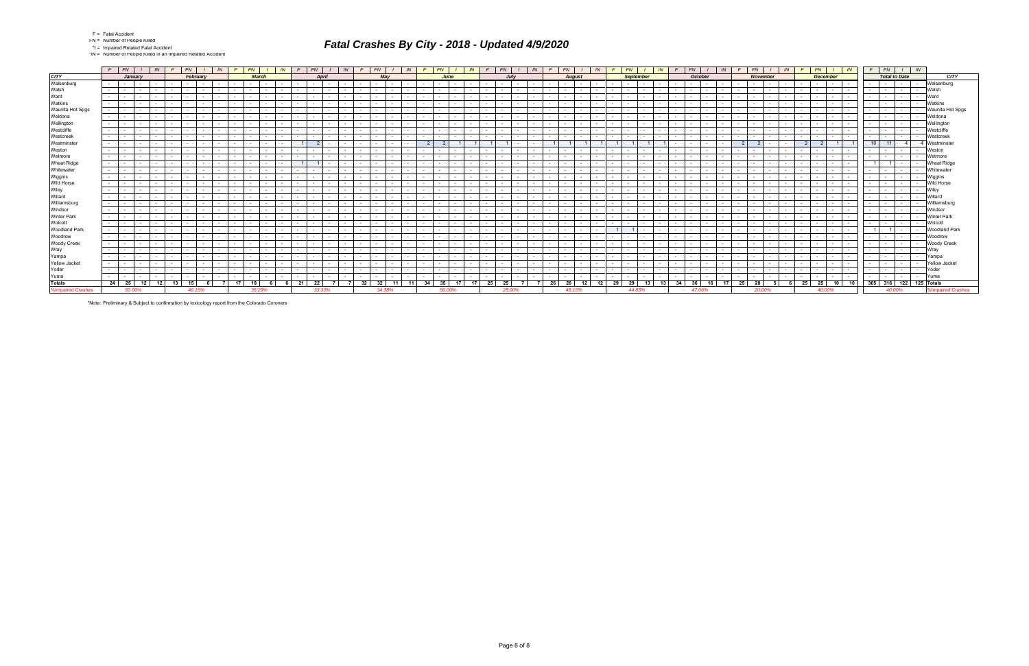F = Fatal Accident
FN = Number of People Killed
*I = Impaired Related Fatal Accident
*IN = Number of People Killed in an Impaired Related Accident

# Fatal Crashes By City - 2018 - Updated 4/9/2020

| | January | | | | February | | | | March | | | | April | | | | May | | | | June | | | | July | | | | August | | | | September | | | | October | | | | November | | | | December | | | | Total to Date | | | | |
|---|---|---|---|---|---|---|---|---|---|---|---|---|---|---|---|---|---|---|---|---|---|---|---|---|---|---|---|---|---|---|---|---|---|---|---|---|---|---|---|---|---|---|---|---|---|---|---|---|---|---|---|---|---|
| CITY | F | FN | I | IN | F | FN | I | IN | F | FN | I | IN | F | FN | I | IN | F | FN | I | IN | F | FN | I | IN | F | FN | I | IN | F | FN | I | IN | F | FN | I | IN | F | FN | I | IN | F | FN | I | IN | F | FN | I | IN | F | FN | I | IN | CITY |
| Walsenburg | - | - | - | - | - | - | - | - | - | - | - | - | - | - | - | - | - | - | - | - | - | - | - | - | - | - | - | - | - | - | - | - | - | - | - | - | - | - | - | - | - | - | - | - | - | - | - | - | - | - | - | - | Walsenburg |
| Walsh | - | - | - | - | - | - | - | - | - | - | - | - | - | - | - | - | - | - | - | - | - | - | - | - | - | - | - | - | - | - | - | - | - | - | - | - | - | - | - | - | - | - | - | - | - | - | - | - | - | - | - | - | Walsh |
| Ward | - | - | - | - | - | - | - | - | - | - | - | - | - | - | - | - | - | - | - | - | - | - | - | - | - | - | - | - | - | - | - | - | - | - | - | - | - | - | - | - | - | - | - | - | - | - | - | - | - | - | - | - | Ward |
| Watkins | - | - | - | - | - | - | - | - | - | - | - | - | - | - | - | - | - | - | - | - | - | - | - | - | - | - | - | - | - | - | - | - | - | - | - | - | - | - | - | - | - | - | - | - | - | - | - | - | - | - | - | - | Watkins |
| Waunita Hot Spgs | - | - | - | - | - | - | - | - | - | - | - | - | - | - | - | - | - | - | - | - | - | - | - | - | - | - | - | - | - | - | - | - | - | - | - | - | - | - | - | - | - | - | - | - | - | - | - | - | - | - | - | - | Waunita Hot Spgs |
| Weldona | - | - | - | - | - | - | - | - | - | - | - | - | - | - | - | - | - | - | - | - | - | - | - | - | - | - | - | - | - | - | - | - | - | - | - | - | - | - | - | - | - | - | - | - | - | - | - | - | - | - | - | - | Weldona |
| Wellington | - | - | - | - | - | - | - | - | - | - | - | - | - | - | - | - | - | - | - | - | - | - | - | - | - | - | - | - | - | - | - | - | - | - | - | - | - | - | - | - | - | - | - | - | - | - | - | - | - | - | - | - | Wellington |
| Westcliffe | - | - | - | - | - | - | - | - | - | - | - | - | - | - | - | - | - | - | - | - | - | - | - | - | - | - | - | - | - | - | - | - | - | - | - | - | - | - | - | - | - | - | - | - | - | - | - | - | - | - | - | - | Westcliffe |
| Westcreek | - | - | - | - | - | - | - | - | - | - | - | - | - | - | - | - | - | - | - | - | - | - | - | - | - | - | - | - | - | - | - | - | - | - | - | - | - | - | - | - | - | - | - | - | - | - | - | - | - | - | - | - | Westcreek |
| Westminster | - | - | - | - | - | - | - | - | - | - | - | - | 1 | 2 | - | - | - | - | - | - | 2 | 2 | 1 | 1 | 1 | 1 | - | - | 1 | 1 | 1 | 1 | 1 | 1 | 1 | 1 | - | - | - | - | 2 | 2 | - | - | 2 | 2 | 1 | 1 | 10 | 11 | 4 | 4 | Westminster |
| Weston | - | - | - | - | - | - | - | - | - | - | - | - | - | - | - | - | - | - | - | - | - | - | - | - | - | - | - | - | - | - | - | - | - | - | - | - | - | - | - | - | - | - | - | - | - | - | - | - | - | - | - | - | Weston |
| Wetmore | - | - | - | - | - | - | - | - | - | - | - | - | - | - | - | - | - | - | - | - | - | - | - | - | - | - | - | - | - | - | - | - | - | - | - | - | - | - | - | - | - | - | - | - | - | - | - | - | - | - | - | - | Wetmore |
| Wheat Ridge | - | - | - | - | - | - | - | - | - | - | - | - | 1 | 1 | - | - | - | - | - | - | - | - | - | - | - | - | - | - | - | - | - | - | - | - | - | - | - | - | - | - | - | - | - | - | - | - | - | - | 1 | 1 | - | - | Wheat Ridge |
| Whitewater | - | - | - | - | - | - | - | - | - | - | - | - | - | - | - | - | - | - | - | - | - | - | - | - | - | - | - | - | - | - | - | - | - | - | - | - | - | - | - | - | - | - | - | - | - | - | - | - | - | - | - | - | Whitewater |
| Wiggins | - | - | - | - | - | - | - | - | - | - | - | - | - | - | - | - | - | - | - | - | - | - | - | - | - | - | - | - | - | - | - | - | - | - | - | - | - | - | - | - | - | - | - | - | - | - | - | - | - | - | - | - | Wiggins |
| Wild Horse | - | - | - | - | - | - | - | - | - | - | - | - | - | - | - | - | - | - | - | - | - | - | - | - | - | - | - | - | - | - | - | - | - | - | - | - | - | - | - | - | - | - | - | - | - | - | - | - | - | - | - | - | Wild Horse |
| Wiley | - | - | - | - | - | - | - | - | - | - | - | - | - | - | - | - | - | - | - | - | - | - | - | - | - | - | - | - | - | - | - | - | - | - | - | - | - | - | - | - | - | - | - | - | - | - | - | - | - | - | - | - | Wiley |
| Willard | - | - | - | - | - | - | - | - | - | - | - | - | - | - | - | - | - | - | - | - | - | - | - | - | - | - | - | - | - | - | - | - | - | - | - | - | - | - | - | - | - | - | - | - | - | - | - | - | - | - | - | - | Willard |
| Williamsburg | - | - | - | - | - | - | - | - | - | - | - | - | - | - | - | - | - | - | - | - | - | - | - | - | - | - | - | - | - | - | - | - | - | - | - | - | - | - | - | - | - | - | - | - | - | - | - | - | - | - | - | - | Williamsburg |
| Windsor | - | - | - | - | - | - | - | - | - | - | - | - | - | - | - | - | - | - | - | - | - | - | - | - | - | - | - | - | - | - | - | - | - | - | - | - | - | - | - | - | - | - | - | - | - | - | - | - | - | - | - | - | Windsor |
| Winter Park | - | - | - | - | - | - | - | - | - | - | - | - | - | - | - | - | - | - | - | - | - | - | - | - | - | - | - | - | - | - | - | - | - | - | - | - | - | - | - | - | - | - | - | - | - | - | - | - | - | - | - | - | Winter Park |
| Wolcott | - | - | - | - | - | - | - | - | - | - | - | - | - | - | - | - | - | - | - | - | - | - | - | - | - | - | - | - | - | - | - | - | - | - | - | - | - | - | - | - | - | - | - | - | - | - | - | - | - | - | - | - | Wolcott |
| Woodland Park | - | - | - | - | - | - | - | - | - | - | - | - | - | - | - | - | - | - | - | - | - | - | - | - | - | - | - | - | - | - | - | - | 1 | 1 | - | - | - | - | - | - | - | - | - | - | - | - | - | - | 1 | 1 | - | - | Woodland Park |
| Woodrow | - | - | - | - | - | - | - | - | - | - | - | - | - | - | - | - | - | - | - | - | - | - | - | - | - | - | - | - | - | - | - | - | - | - | - | - | - | - | - | - | - | - | - | - | - | - | - | - | - | - | - | - | Woodrow |
| Woody Creek | - | - | - | - | - | - | - | - | - | - | - | - | - | - | - | - | - | - | - | - | - | - | - | - | - | - | - | - | - | - | - | - | - | - | - | - | - | - | - | - | - | - | - | - | - | - | - | - | - | - | - | - | Woody Creek |
| Wray | - | - | - | - | - | - | - | - | - | - | - | - | - | - | - | - | - | - | - | - | - | - | - | - | - | - | - | - | - | - | - | - | - | - | - | - | - | - | - | - | - | - | - | - | - | - | - | - | - | - | - | - | Wray |
| Yampa | - | - | - | - | - | - | - | - | - | - | - | - | - | - | - | - | - | - | - | - | - | - | - | - | - | - | - | - | - | - | - | - | - | - | - | - | - | - | - | - | - | - | - | - | - | - | - | - | - | - | - | - | Yampa |
| Yellow Jacket | - | - | - | - | - | - | - | - | - | - | - | - | - | - | - | - | - | - | - | - | - | - | - | - | - | - | - | - | - | - | - | - | - | - | - | - | - | - | - | - | - | - | - | - | - | - | - | - | - | - | - | - | Yellow Jacket |
| Yoder | - | - | - | - | - | - | - | - | - | - | - | - | - | - | - | - | - | - | - | - | - | - | - | - | - | - | - | - | - | - | - | - | - | - | - | - | - | - | - | - | - | - | - | - | - | - | - | - | - | - | - | - | Yoder |
| Yuma | - | - | - | - | - | - | - | - | - | - | - | - | - | - | - | - | - | - | - | - | - | - | - | - | - | - | - | - | - | - | - | - | - | - | - | - | - | - | - | - | - | - | - | - | - | - | - | - | - | - | - | - | Yuma |
| **Totals** | 24 | 25 | 12 | 12 | 13 | 15 | 6 | 7 | 17 | 18 | 6 | 6 | 21 | 22 | 7 | 7 | 32 | 32 | 11 | 11 | 34 | 35 | 17 | 17 | 25 | 25 | 7 | 7 | 26 | 26 | 12 | 12 | 29 | 29 | 13 | 13 | 34 | 36 | 16 | 17 | 25 | 28 | 5 | 6 | 25 | 25 | 10 | 10 | 305 | 316 | 122 | 125 | **Totals** |
| %Impaired Crashes | 50.00% | | | | 46.15% | | | | 35.29% | | | | 33.33% | | | | 34.38% | | | | 50.00% | | | | 28.00% | | | | 46.15% | | | | 44.83% | | | | 47.06% | | | | 20.00% | | | | 40.00% | | | | 40.00% | | | | %Impaired Crashes |

*Note: Preliminary & Subject to confirmation by toxicology report from the Colorado Coroners